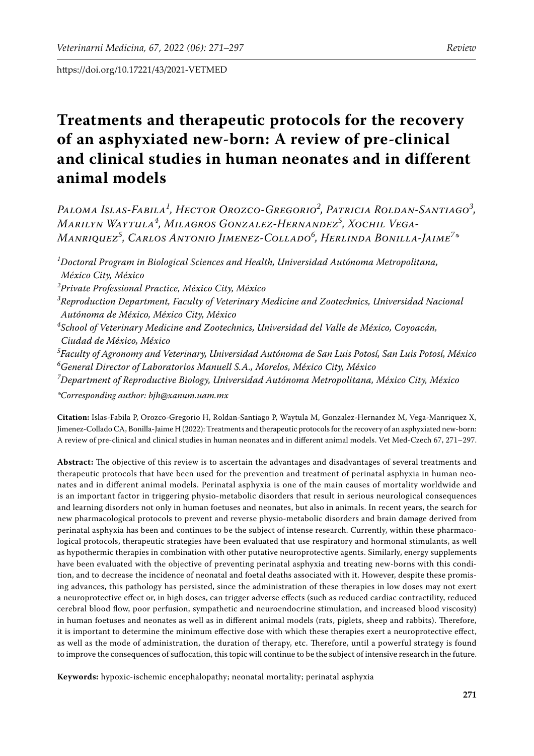https://doi.org/10.17221/43/2021-VETMED

# Treatments and therapeutic protocols for the recovery of an asphyxiated new-born: A review of pre-clinical and clinical studies in human neonates and in different animal models

*Paloma Islas-Fabila[1], Hector Orozco-Gregorio[2], Patricia Roldan-Santiago[3], Marilyn Waytula[4], Milagros Gonzalez-Hernandez[5], Xochil Vega-Manriquez[5], Carlos Antonio Jimenez-Collado[6], Herlinda Bonilla-Jaime[7]**

*[1]Doctoral Program in Biological Sciences and Health, Universidad Autónoma Metropolitana, México City, México*
*[2]Private Professional Practice, México City, México*
*[3]Reproduction Department, Faculty of Veterinary Medicine and Zootechnics, Universidad Nacional Autónoma de México, México City, México*
*[4]School of Veterinary Medicine and Zootechnics, Universidad del Valle de México, Coyoacán, Ciudad de México, México*
*[5]Faculty of Agronomy and Veterinary, Universidad Autónoma de San Luis Potosí, San Luis Potosí, México*
*[6]General Director of Laboratorios Manuell S.A., Morelos, México City, México*
*[7]Department of Reproductive Biology, Universidad Autónoma Metropolitana, México City, México*

**Corresponding author: bjh@xanum.uam.mx*

**Citation:** Islas-Fabila P, Orozco-Gregorio H, Roldan-Santiago P, Waytula M, Gonzalez-Hernandez M, Vega-Manriquez X, Jimenez-Collado CA, Bonilla-Jaime H (2022): Treatments and therapeutic protocols for the recovery of an asphyxiated new-born: A review of pre-clinical and clinical studies in human neonates and in different animal models. Vet Med-Czech 67, 271–297.

**Abstract:** The objective of this review is to ascertain the advantages and disadvantages of several treatments and therapeutic protocols that have been used for the prevention and treatment of perinatal asphyxia in human neonates and in different animal models. Perinatal asphyxia is one of the main causes of mortality worldwide and is an important factor in triggering physio-metabolic disorders that result in serious neurological consequences and learning disorders not only in human foetuses and neonates, but also in animals. In recent years, the search for new pharmacological protocols to prevent and reverse physio-metabolic disorders and brain damage derived from perinatal asphyxia has been and continues to be the subject of intense research. Currently, within these pharmacological protocols, therapeutic strategies have been evaluated that use respiratory and hormonal stimulants, as well as hypothermic therapies in combination with other putative neuroprotective agents. Similarly, energy supplements have been evaluated with the objective of preventing perinatal asphyxia and treating new-borns with this condition, and to decrease the incidence of neonatal and foetal deaths associated with it. However, despite these promising advances, this pathology has persisted, since the administration of these therapies in low doses may not exert a neuroprotective effect or, in high doses, can trigger adverse effects (such as reduced cardiac contractility, reduced cerebral blood flow, poor perfusion, sympathetic and neuroendocrine stimulation, and increased blood viscosity) in human foetuses and neonates as well as in different animal models (rats, piglets, sheep and rabbits). Therefore, it is important to determine the minimum effective dose with which these therapies exert a neuroprotective effect, as well as the mode of administration, the duration of therapy, etc. Therefore, until a powerful strategy is found to improve the consequences of suffocation, this topic will continue to be the subject of intensive research in the future.

**Keywords:** hypoxic-ischemic encephalopathy; neonatal mortality; perinatal asphyxia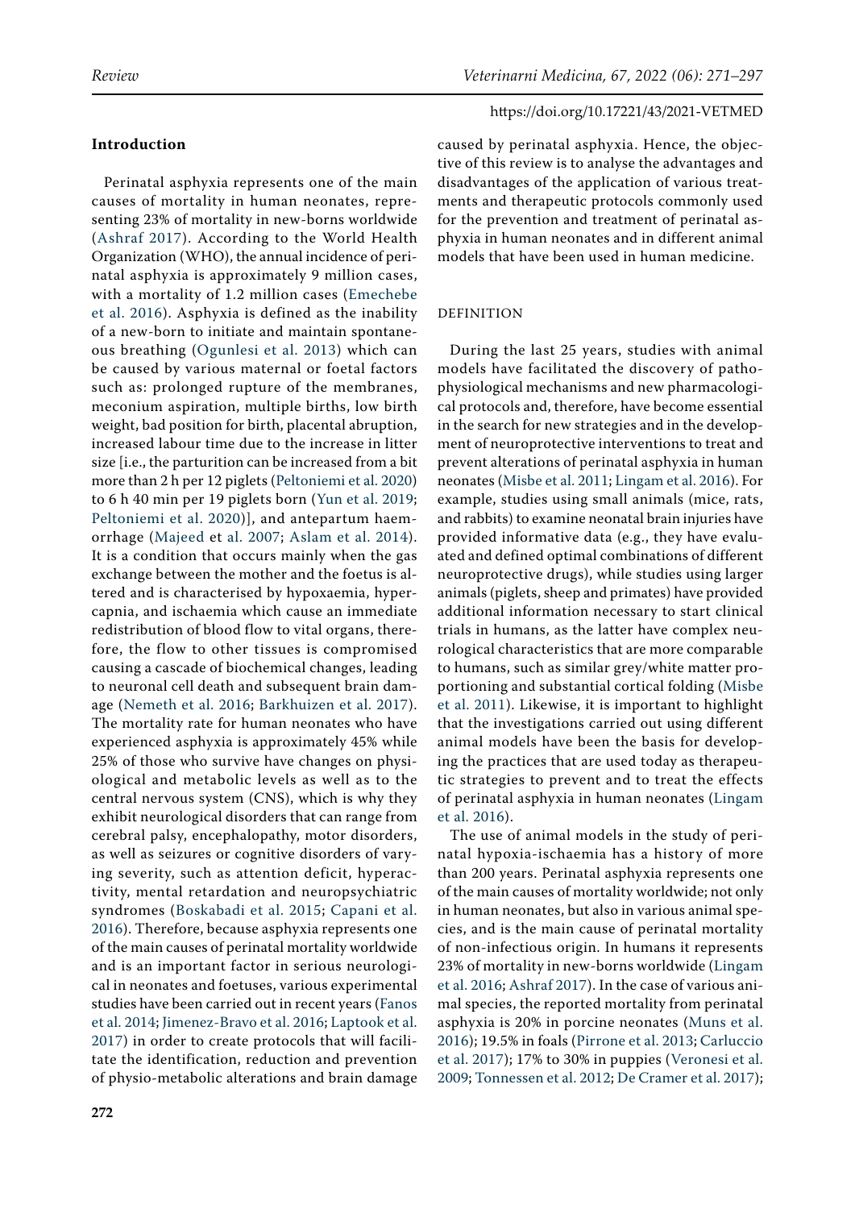## Introduction

Perinatal asphyxia represents one of the main causes of mortality in human neonates, representing 23% of mortality in new-borns worldwide (Ashraf 2017). According to the World Health Organization (WHO), the annual incidence of perinatal asphyxia is approximately 9 million cases, with a mortality of 1.2 million cases (Emechebe et al. 2016). Asphyxia is defined as the inability of a new-born to initiate and maintain spontaneous breathing (Ogunlesi et al. 2013) which can be caused by various maternal or foetal factors such as: prolonged rupture of the membranes, meconium aspiration, multiple births, low birth weight, bad position for birth, placental abruption, increased labour time due to the increase in litter size [i.e., the parturition can be increased from a bit more than 2 h per 12 piglets (Peltoniemi et al. 2020) to 6 h 40 min per 19 piglets born (Yun et al. 2019; Peltoniemi et al. 2020)], and antepartum haemorrhage (Majeed et al. 2007; Aslam et al. 2014). It is a condition that occurs mainly when the gas exchange between the mother and the foetus is altered and is characterised by hypoxaemia, hypercapnia, and ischaemia which cause an immediate redistribution of blood flow to vital organs, therefore, the flow to other tissues is compromised causing a cascade of biochemical changes, leading to neuronal cell death and subsequent brain damage (Nemeth et al. 2016; Barkhuizen et al. 2017). The mortality rate for human neonates who have experienced asphyxia is approximately 45% while 25% of those who survive have changes on physiological and metabolic levels as well as to the central nervous system (CNS), which is why they exhibit neurological disorders that can range from cerebral palsy, encephalopathy, motor disorders, as well as seizures or cognitive disorders of varying severity, such as attention deficit, hyperactivity, mental retardation and neuropsychiatric syndromes (Boskabadi et al. 2015; Capani et al. 2016). Therefore, because asphyxia represents one of the main causes of perinatal mortality worldwide and is an important factor in serious neurological in neonates and foetuses, various experimental studies have been carried out in recent years (Fanos et al. 2014; Jimenez-Bravo et al. 2016; Laptook et al. 2017) in order to create protocols that will facilitate the identification, reduction and prevention of physio-metabolic alterations and brain damage caused by perinatal asphyxia. Hence, the objective of this review is to analyse the advantages and disadvantages of the application of various treatments and therapeutic protocols commonly used for the prevention and treatment of perinatal asphyxia in human neonates and in different animal models that have been used in human medicine.

### DEFINITION

During the last 25 years, studies with animal models have facilitated the discovery of pathophysiological mechanisms and new pharmacological protocols and, therefore, have become essential in the search for new strategies and in the development of neuroprotective interventions to treat and prevent alterations of perinatal asphyxia in human neonates (Misbe et al. 2011; Lingam et al. 2016). For example, studies using small animals (mice, rats, and rabbits) to examine neonatal brain injuries have provided informative data (e.g., they have evaluated and defined optimal combinations of different neuroprotective drugs), while studies using larger animals (piglets, sheep and primates) have provided additional information necessary to start clinical trials in humans, as the latter have complex neurological characteristics that are more comparable to humans, such as similar grey/white matter proportioning and substantial cortical folding (Misbe et al. 2011). Likewise, it is important to highlight that the investigations carried out using different animal models have been the basis for developing the practices that are used today as therapeutic strategies to prevent and to treat the effects of perinatal asphyxia in human neonates (Lingam et al. 2016).

The use of animal models in the study of perinatal hypoxia-ischaemia has a history of more than 200 years. Perinatal asphyxia represents one of the main causes of mortality worldwide; not only in human neonates, but also in various animal species, and is the main cause of perinatal mortality of non-infectious origin. In humans it represents 23% of mortality in new-borns worldwide (Lingam et al. 2016; Ashraf 2017). In the case of various animal species, the reported mortality from perinatal asphyxia is 20% in porcine neonates (Muns et al. 2016); 19.5% in foals (Pirrone et al. 2013; Carluccio et al. 2017); 17% to 30% in puppies (Veronesi et al. 2009; Tonnessen et al. 2012; De Cramer et al. 2017);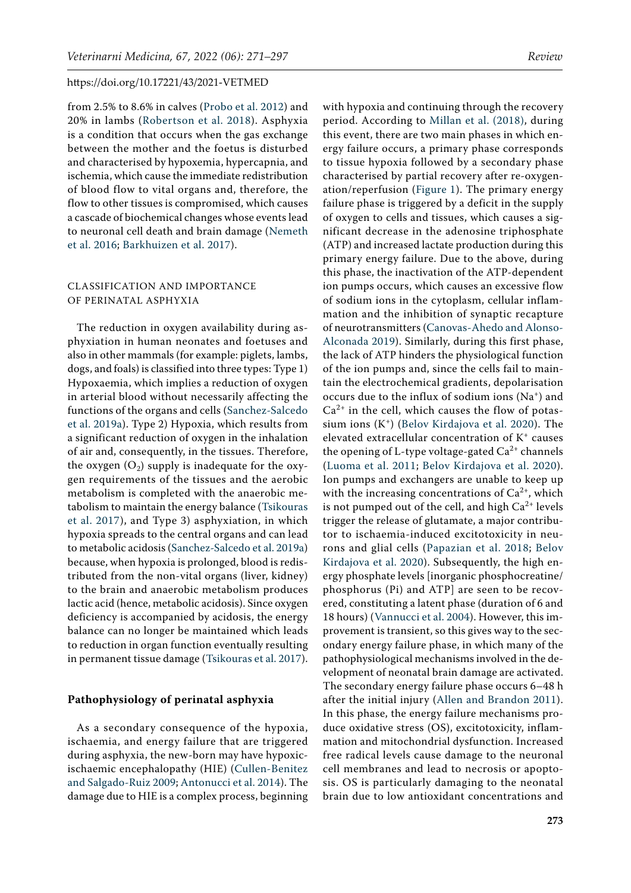from 2.5% to 8.6% in calves (Probo et al. 2012) and 20% in lambs (Robertson et al. 2018). Asphyxia is a condition that occurs when the gas exchange between the mother and the foetus is disturbed and characterised by hypoxemia, hypercapnia, and ischemia, which cause the immediate redistribution of blood flow to vital organs and, therefore, the flow to other tissues is compromised, which causes a cascade of biochemical changes whose events lead to neuronal cell death and brain damage (Nemeth et al. 2016; Barkhuizen et al. 2017).

## CLASSIFICATION AND IMPORTANCE OF PERINATAL ASPHYXIA

The reduction in oxygen availability during asphyxiation in human neonates and foetuses and also in other mammals (for example: piglets, lambs, dogs, and foals) is classified into three types: Type 1) Hypoxaemia, which implies a reduction of oxygen in arterial blood without necessarily affecting the functions of the organs and cells (Sanchez-Salcedo et al. 2019a). Type 2) Hypoxia, which results from a significant reduction of oxygen in the inhalation of air and, consequently, in the tissues. Therefore, the oxygen ($O_2$) supply is inadequate for the oxygen requirements of the tissues and the aerobic metabolism is completed with the anaerobic metabolism to maintain the energy balance (Tsikouras et al. 2017), and Type 3) asphyxiation, in which hypoxia spreads to the central organs and can lead to metabolic acidosis (Sanchez-Salcedo et al. 2019a) because, when hypoxia is prolonged, blood is redistributed from the non-vital organs (liver, kidney) to the brain and anaerobic metabolism produces lactic acid (hence, metabolic acidosis). Since oxygen deficiency is accompanied by acidosis, the energy balance can no longer be maintained which leads to reduction in organ function eventually resulting in permanent tissue damage (Tsikouras et al. 2017).

### Pathophysiology of perinatal asphyxia

As a secondary consequence of the hypoxia, ischaemia, and energy failure that are triggered during asphyxia, the new-born may have hypoxic-ischaemic encephalopathy (HIE) (Cullen-Benitez and Salgado-Ruiz 2009; Antonucci et al. 2014). The damage due to HIE is a complex process, beginning with hypoxia and continuing through the recovery period. According to Millan et al. (2018), during this event, there are two main phases in which energy failure occurs, a primary phase corresponds to tissue hypoxia followed by a secondary phase characterised by partial recovery after re-oxygenation/reperfusion (Figure 1). The primary energy failure phase is triggered by a deficit in the supply of oxygen to cells and tissues, which causes a significant decrease in the adenosine triphosphate (ATP) and increased lactate production during this primary energy failure. Due to the above, during this phase, the inactivation of the ATP-dependent ion pumps occurs, which causes an excessive flow of sodium ions in the cytoplasm, cellular inflammation and the inhibition of synaptic recapture of neurotransmitters (Canovas-Ahedo and Alonso-Alconada 2019). Similarly, during this first phase, the lack of ATP hinders the physiological function of the ion pumps and, since the cells fail to maintain the electrochemical gradients, depolarisation occurs due to the influx of sodium ions ($Na^+$) and $Ca^{2+}$ in the cell, which causes the flow of potassium ions ($K^+$) (Belov Kirdajova et al. 2020). The elevated extracellular concentration of $K^+$ causes the opening of L-type voltage-gated $Ca^{2+}$ channels (Luoma et al. 2011; Belov Kirdajova et al. 2020). Ion pumps and exchangers are unable to keep up with the increasing concentrations of $Ca^{2+}$, which is not pumped out of the cell, and high $Ca^{2+}$ levels trigger the release of glutamate, a major contributor to ischaemia-induced excitotoxicity in neurons and glial cells (Papazian et al. 2018; Belov Kirdajova et al. 2020). Subsequently, the high energy phosphate levels [inorganic phosphocreatine/phosphorus (Pi) and ATP] are seen to be recovered, constituting a latent phase (duration of 6 and 18 hours) (Vannucci et al. 2004). However, this improvement is transient, so this gives way to the secondary energy failure phase, in which many of the pathophysiological mechanisms involved in the development of neonatal brain damage are activated. The secondary energy failure phase occurs 6–48 h after the initial injury (Allen and Brandon 2011). In this phase, the energy failure mechanisms produce oxidative stress (OS), excitotoxicity, inflammation and mitochondrial dysfunction. Increased free radical levels cause damage to the neuronal cell membranes and lead to necrosis or apoptosis. OS is particularly damaging to the neonatal brain due to low antioxidant concentrations and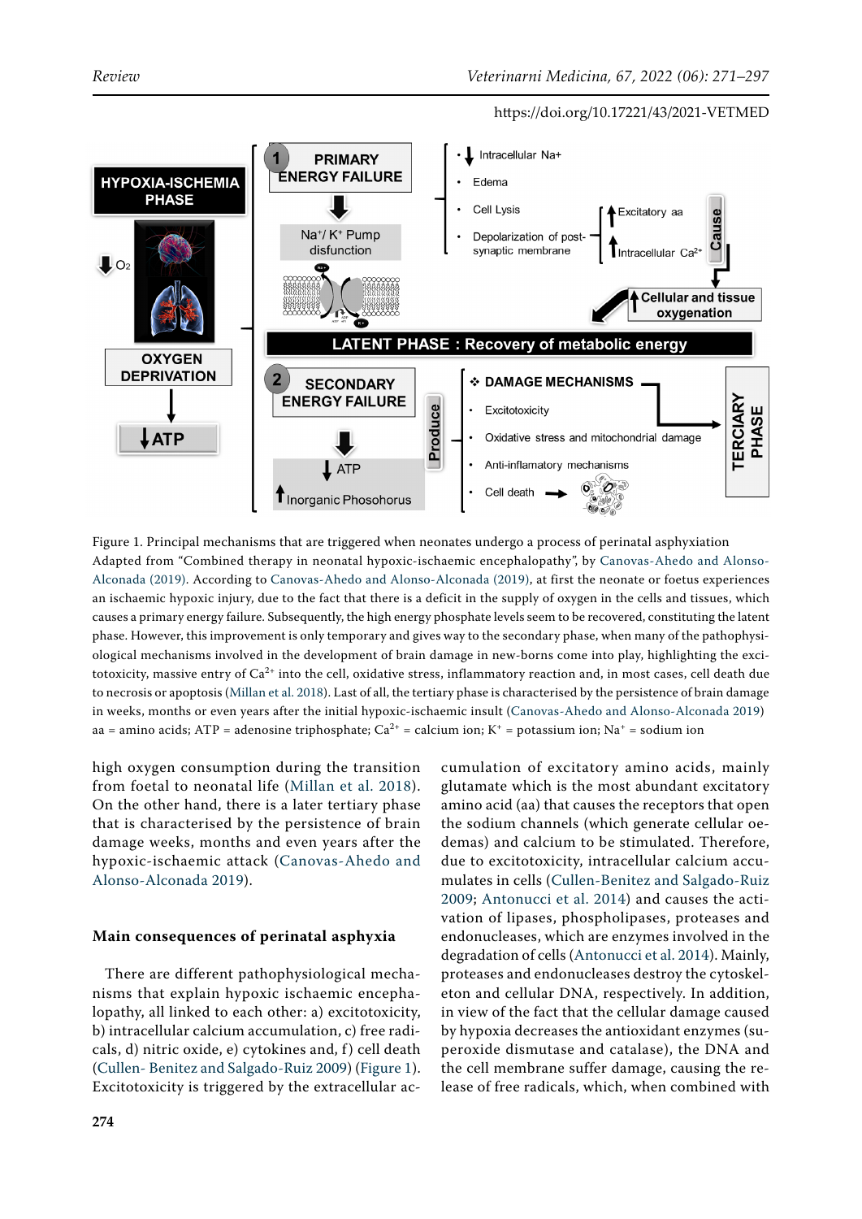Figure 1. Principal mechanisms that are triggered when neonates undergo a process of perinatal asphyxiation

Adapted from "Combined therapy in neonatal hypoxic-ischaemic encephalopathy", by Canovas-Ahedo and Alonso-Alconada (2019). According to Canovas-Ahedo and Alonso-Alconada (2019), at first the neonate or foetus experiences an ischaemic hypoxic injury, due to the fact that there is a deficit in the supply of oxygen in the cells and tissues, which causes a primary energy failure. Subsequently, the high energy phosphate levels seem to be recovered, constituting the latent phase. However, this improvement is only temporary and gives way to the secondary phase, when many of the pathophysiological mechanisms involved in the development of brain damage in new-borns come into play, highlighting the excitotoxicity, massive entry of $Ca^{2+}$ into the cell, oxidative stress, inflammatory reaction and, in most cases, cell death due to necrosis or apoptosis (Millan et al. 2018). Last of all, the tertiary phase is characterised by the persistence of brain damage in weeks, months or even years after the initial hypoxic-ischaemic insult (Canovas-Ahedo and Alonso-Alconada 2019)

aa = amino acids; ATP = adenosine triphosphate; $Ca^{2+}$ = calcium ion; $K^+$ = potassium ion; $Na^+$ = sodium ion

high oxygen consumption during the transition from foetal to neonatal life (Millan et al. 2018). On the other hand, there is a later tertiary phase that is characterised by the persistence of brain damage weeks, months and even years after the hypoxic-ischaemic attack (Canovas-Ahedo and Alonso-Alconada 2019).

## Main consequences of perinatal asphyxia

There are different pathophysiological mechanisms that explain hypoxic ischaemic encephalopathy, all linked to each other: a) excitotoxicity, b) intracellular calcium accumulation, c) free radicals, d) nitric oxide, e) cytokines and, f) cell death (Cullen- Benitez and Salgado-Ruiz 2009) (Figure 1). Excitotoxicity is triggered by the extracellular accumulation of excitatory amino acids, mainly glutamate which is the most abundant excitatory amino acid (aa) that causes the receptors that open the sodium channels (which generate cellular oedemas) and calcium to be stimulated. Therefore, due to excitotoxicity, intracellular calcium accumulates in cells (Cullen-Benitez and Salgado-Ruiz 2009; Antonucci et al. 2014) and causes the activation of lipases, phospholipases, proteases and endonucleases, which are enzymes involved in the degradation of cells (Antonucci et al. 2014). Mainly, proteases and endonucleases destroy the cytoskeleton and cellular DNA, respectively. In addition, in view of the fact that the cellular damage caused by hypoxia decreases the antioxidant enzymes (superoxide dismutase and catalase), the DNA and the cell membrane suffer damage, causing the release of free radicals, which, when combined with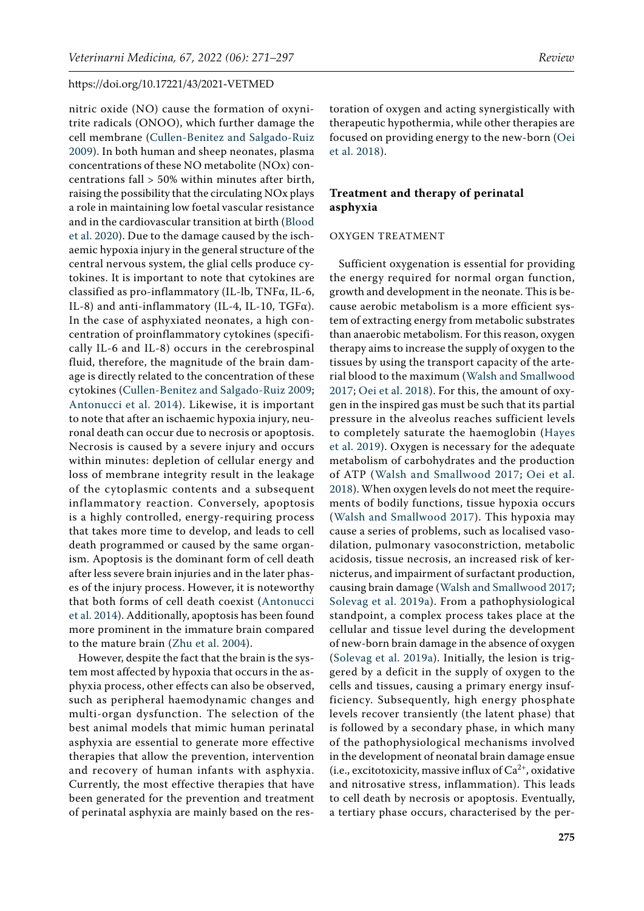nitric oxide (NO) cause the formation of oxynitrite radicals (ONOO), which further damage the cell membrane (Cullen-Benitez and Salgado-Ruiz 2009). In both human and sheep neonates, plasma concentrations of these NO metabolite (NOx) concentrations fall > 50% within minutes after birth, raising the possibility that the circulating NOx plays a role in maintaining low foetal vascular resistance and in the cardiovascular transition at birth (Blood et al. 2020). Due to the damage caused by the ischaemic hypoxia injury in the general structure of the central nervous system, the glial cells produce cytokines. It is important to note that cytokines are classified as pro-inflammatory (IL-lb, TNFα, IL-6, IL-8) and anti-inflammatory (IL-4, IL-10, TGFα). In the case of asphyxiated neonates, a high concentration of proinflammatory cytokines (specifically IL-6 and IL-8) occurs in the cerebrospinal fluid, therefore, the magnitude of the brain damage is directly related to the concentration of these cytokines (Cullen-Benitez and Salgado-Ruiz 2009; Antonucci et al. 2014). Likewise, it is important to note that after an ischaemic hypoxia injury, neuronal death can occur due to necrosis or apoptosis. Necrosis is caused by a severe injury and occurs within minutes: depletion of cellular energy and loss of membrane integrity result in the leakage of the cytoplasmic contents and a subsequent inflammatory reaction. Conversely, apoptosis is a highly controlled, energy-requiring process that takes more time to develop, and leads to cell death programmed or caused by the same organism. Apoptosis is the dominant form of cell death after less severe brain injuries and in the later phases of the injury process. However, it is noteworthy that both forms of cell death coexist (Antonucci et al. 2014). Additionally, apoptosis has been found more prominent in the immature brain compared to the mature brain (Zhu et al. 2004).

However, despite the fact that the brain is the system most affected by hypoxia that occurs in the asphyxia process, other effects can also be observed, such as peripheral haemodynamic changes and multi-organ dysfunction. The selection of the best animal models that mimic human perinatal asphyxia are essential to generate more effective therapies that allow the prevention, intervention and recovery of human infants with asphyxia. Currently, the most effective therapies that have been generated for the prevention and treatment of perinatal asphyxia are mainly based on the restoration of oxygen and acting synergistically with therapeutic hypothermia, while other therapies are focused on providing energy to the new-born (Oei et al. 2018).

## Treatment and therapy of perinatal asphyxia

### OXYGEN TREATMENT

Sufficient oxygenation is essential for providing the energy required for normal organ function, growth and development in the neonate. This is because aerobic metabolism is a more efficient system of extracting energy from metabolic substrates than anaerobic metabolism. For this reason, oxygen therapy aims to increase the supply of oxygen to the tissues by using the transport capacity of the arterial blood to the maximum (Walsh and Smallwood 2017; Oei et al. 2018). For this, the amount of oxygen in the inspired gas must be such that its partial pressure in the alveolus reaches sufficient levels to completely saturate the haemoglobin (Hayes et al. 2019). Oxygen is necessary for the adequate metabolism of carbohydrates and the production of ATP (Walsh and Smallwood 2017; Oei et al. 2018). When oxygen levels do not meet the requirements of bodily functions, tissue hypoxia occurs (Walsh and Smallwood 2017). This hypoxia may cause a series of problems, such as localised vasodilation, pulmonary vasoconstriction, metabolic acidosis, tissue necrosis, an increased risk of kernicterus, and impairment of surfactant production, causing brain damage (Walsh and Smallwood 2017; Solevag et al. 2019a). From a pathophysiological standpoint, a complex process takes place at the cellular and tissue level during the development of new-born brain damage in the absence of oxygen (Solevag et al. 2019a). Initially, the lesion is triggered by a deficit in the supply of oxygen to the cells and tissues, causing a primary energy insufficiency. Subsequently, high energy phosphate levels recover transiently (the latent phase) that is followed by a secondary phase, in which many of the pathophysiological mechanisms involved in the development of neonatal brain damage ensue (i.e., excitotoxicity, massive influx of $Ca^{2+}$, oxidative and nitrosative stress, inflammation). This leads to cell death by necrosis or apoptosis. Eventually, a tertiary phase occurs, characterised by the per-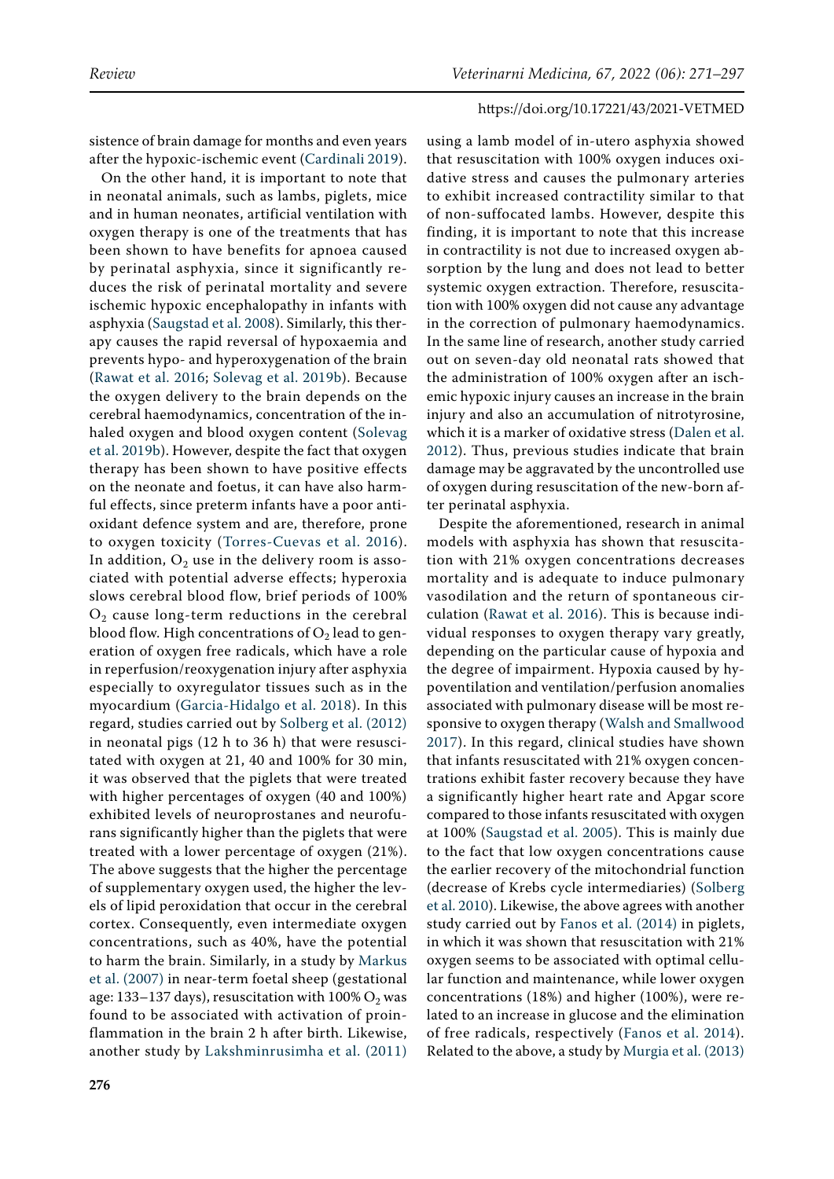sistence of brain damage for months and even years after the hypoxic-ischemic event (Cardinali 2019).

On the other hand, it is important to note that in neonatal animals, such as lambs, piglets, mice and in human neonates, artificial ventilation with oxygen therapy is one of the treatments that has been shown to have benefits for apnoea caused by perinatal asphyxia, since it significantly reduces the risk of perinatal mortality and severe ischemic hypoxic encephalopathy in infants with asphyxia (Saugstad et al. 2008). Similarly, this therapy causes the rapid reversal of hypoxaemia and prevents hypo- and hyperoxygenation of the brain (Rawat et al. 2016; Solevag et al. 2019b). Because the oxygen delivery to the brain depends on the cerebral haemodynamics, concentration of the inhaled oxygen and blood oxygen content (Solevag et al. 2019b). However, despite the fact that oxygen therapy has been shown to have positive effects on the neonate and foetus, it can have also harmful effects, since preterm infants have a poor antioxidant defence system and are, therefore, prone to oxygen toxicity (Torres-Cuevas et al. 2016). In addition, $O_2$ use in the delivery room is associated with potential adverse effects; hyperoxia slows cerebral blood flow, brief periods of 100% $O_2$ cause long-term reductions in the cerebral blood flow. High concentrations of $O_2$ lead to generation of oxygen free radicals, which have a role in reperfusion/reoxygenation injury after asphyxia especially to oxyregulator tissues such as in the myocardium (Garcia-Hidalgo et al. 2018). In this regard, studies carried out by Solberg et al. (2012) in neonatal pigs (12 h to 36 h) that were resuscitated with oxygen at 21, 40 and 100% for 30 min, it was observed that the piglets that were treated with higher percentages of oxygen (40 and 100%) exhibited levels of neuroprostanes and neurofurans significantly higher than the piglets that were treated with a lower percentage of oxygen (21%). The above suggests that the higher the percentage of supplementary oxygen used, the higher the levels of lipid peroxidation that occur in the cerebral cortex. Consequently, even intermediate oxygen concentrations, such as 40%, have the potential to harm the brain. Similarly, in a study by Markus et al. (2007) in near-term foetal sheep (gestational age: 133–137 days), resuscitation with 100% $O_2$ was found to be associated with activation of proinflammation in the brain 2 h after birth. Likewise, another study by Lakshminrusimha et al. (2011) using a lamb model of in-utero asphyxia showed that resuscitation with 100% oxygen induces oxidative stress and causes the pulmonary arteries to exhibit increased contractility similar to that of non-suffocated lambs. However, despite this finding, it is important to note that this increase in contractility is not due to increased oxygen absorption by the lung and does not lead to better systemic oxygen extraction. Therefore, resuscitation with 100% oxygen did not cause any advantage in the correction of pulmonary haemodynamics. In the same line of research, another study carried out on seven-day old neonatal rats showed that the administration of 100% oxygen after an ischemic hypoxic injury causes an increase in the brain injury and also an accumulation of nitrotyrosine, which it is a marker of oxidative stress (Dalen et al. 2012). Thus, previous studies indicate that brain damage may be aggravated by the uncontrolled use of oxygen during resuscitation of the new-born after perinatal asphyxia.

Despite the aforementioned, research in animal models with asphyxia has shown that resuscitation with 21% oxygen concentrations decreases mortality and is adequate to induce pulmonary vasodilation and the return of spontaneous circulation (Rawat et al. 2016). This is because individual responses to oxygen therapy vary greatly, depending on the particular cause of hypoxia and the degree of impairment. Hypoxia caused by hypoventilation and ventilation/perfusion anomalies associated with pulmonary disease will be most responsive to oxygen therapy (Walsh and Smallwood 2017). In this regard, clinical studies have shown that infants resuscitated with 21% oxygen concentrations exhibit faster recovery because they have a significantly higher heart rate and Apgar score compared to those infants resuscitated with oxygen at 100% (Saugstad et al. 2005). This is mainly due to the fact that low oxygen concentrations cause the earlier recovery of the mitochondrial function (decrease of Krebs cycle intermediaries) (Solberg et al. 2010). Likewise, the above agrees with another study carried out by Fanos et al. (2014) in piglets, in which it was shown that resuscitation with 21% oxygen seems to be associated with optimal cellular function and maintenance, while lower oxygen concentrations (18%) and higher (100%), were related to an increase in glucose and the elimination of free radicals, respectively (Fanos et al. 2014). Related to the above, a study by Murgia et al. (2013)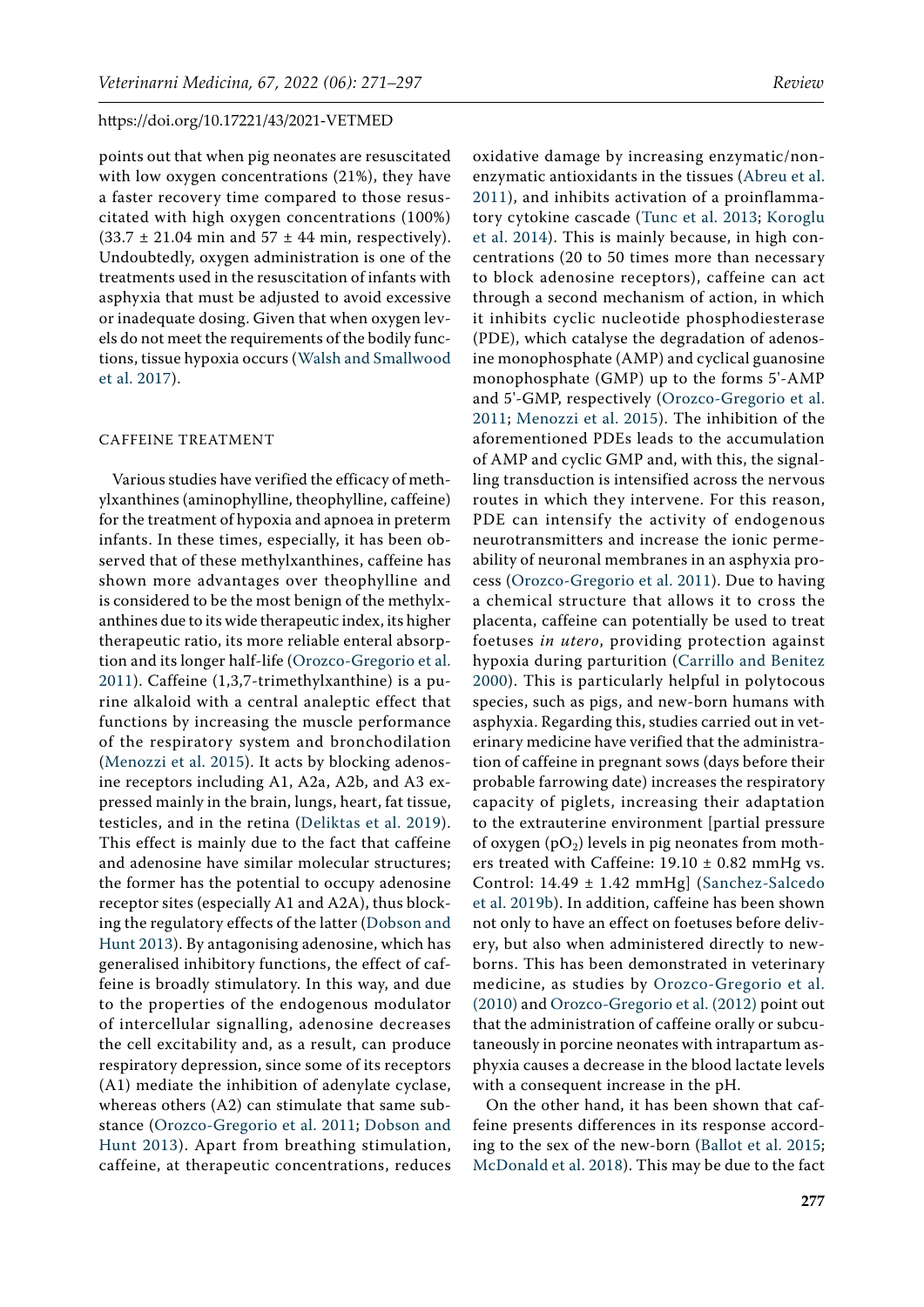points out that when pig neonates are resuscitated with low oxygen concentrations (21%), they have a faster recovery time compared to those resuscitated with high oxygen concentrations (100%) (33.7 ± 21.04 min and 57 ± 44 min, respectively). Undoubtedly, oxygen administration is one of the treatments used in the resuscitation of infants with asphyxia that must be adjusted to avoid excessive or inadequate dosing. Given that when oxygen levels do not meet the requirements of the bodily functions, tissue hypoxia occurs (Walsh and Smallwood et al. 2017).

## CAFFEINE TREATMENT

Various studies have verified the efficacy of methylxanthines (aminophylline, theophylline, caffeine) for the treatment of hypoxia and apnoea in preterm infants. In these times, especially, it has been observed that of these methylxanthines, caffeine has shown more advantages over theophylline and is considered to be the most benign of the methylxanthines due to its wide therapeutic index, its higher therapeutic ratio, its more reliable enteral absorption and its longer half-life (Orozco-Gregorio et al. 2011). Caffeine (1,3,7-trimethylxanthine) is a purine alkaloid with a central analeptic effect that functions by increasing the muscle performance of the respiratory system and bronchodilation (Menozzi et al. 2015). It acts by blocking adenosine receptors including A1, A2a, A2b, and A3 expressed mainly in the brain, lungs, heart, fat tissue, testicles, and in the retina (Deliktas et al. 2019). This effect is mainly due to the fact that caffeine and adenosine have similar molecular structures; the former has the potential to occupy adenosine receptor sites (especially A1 and A2A), thus blocking the regulatory effects of the latter (Dobson and Hunt 2013). By antagonising adenosine, which has generalised inhibitory functions, the effect of caffeine is broadly stimulatory. In this way, and due to the properties of the endogenous modulator of intercellular signalling, adenosine decreases the cell excitability and, as a result, can produce respiratory depression, since some of its receptors (A1) mediate the inhibition of adenylate cyclase, whereas others (A2) can stimulate that same substance (Orozco-Gregorio et al. 2011; Dobson and Hunt 2013). Apart from breathing stimulation, caffeine, at therapeutic concentrations, reduces oxidative damage by increasing enzymatic/non-enzymatic antioxidants in the tissues (Abreu et al. 2011), and inhibits activation of a proinflammatory cytokine cascade (Tunc et al. 2013; Koroglu et al. 2014). This is mainly because, in high concentrations (20 to 50 times more than necessary to block adenosine receptors), caffeine can act through a second mechanism of action, in which it inhibits cyclic nucleotide phosphodiesterase (PDE), which catalyse the degradation of adenosine monophosphate (AMP) and cyclical guanosine monophosphate (GMP) up to the forms 5'-AMP and 5'-GMP, respectively (Orozco-Gregorio et al. 2011; Menozzi et al. 2015). The inhibition of the aforementioned PDEs leads to the accumulation of AMP and cyclic GMP and, with this, the signalling transduction is intensified across the nervous routes in which they intervene. For this reason, PDE can intensify the activity of endogenous neurotransmitters and increase the ionic permeability of neuronal membranes in an asphyxia process (Orozco-Gregorio et al. 2011). Due to having a chemical structure that allows it to cross the placenta, caffeine can potentially be used to treat foetuses *in utero*, providing protection against hypoxia during parturition (Carrillo and Benitez 2000). This is particularly helpful in polytocous species, such as pigs, and new-born humans with asphyxia. Regarding this, studies carried out in veterinary medicine have verified that the administration of caffeine in pregnant sows (days before their probable farrowing date) increases the respiratory capacity of piglets, increasing their adaptation to the extrauterine environment [partial pressure of oxygen ($pO_2$) levels in pig neonates from mothers treated with Caffeine: 19.10 ± 0.82 mmHg vs. Control: 14.49 ± 1.42 mmHg] (Sanchez-Salcedo et al. 2019b). In addition, caffeine has been shown not only to have an effect on foetuses before delivery, but also when administered directly to newborns. This has been demonstrated in veterinary medicine, as studies by Orozco-Gregorio et al. (2010) and Orozco-Gregorio et al. (2012) point out that the administration of caffeine orally or subcutaneously in porcine neonates with intrapartum asphyxia causes a decrease in the blood lactate levels with a consequent increase in the pH.

On the other hand, it has been shown that caffeine presents differences in its response according to the sex of the new-born (Ballot et al. 2015; McDonald et al. 2018). This may be due to the fact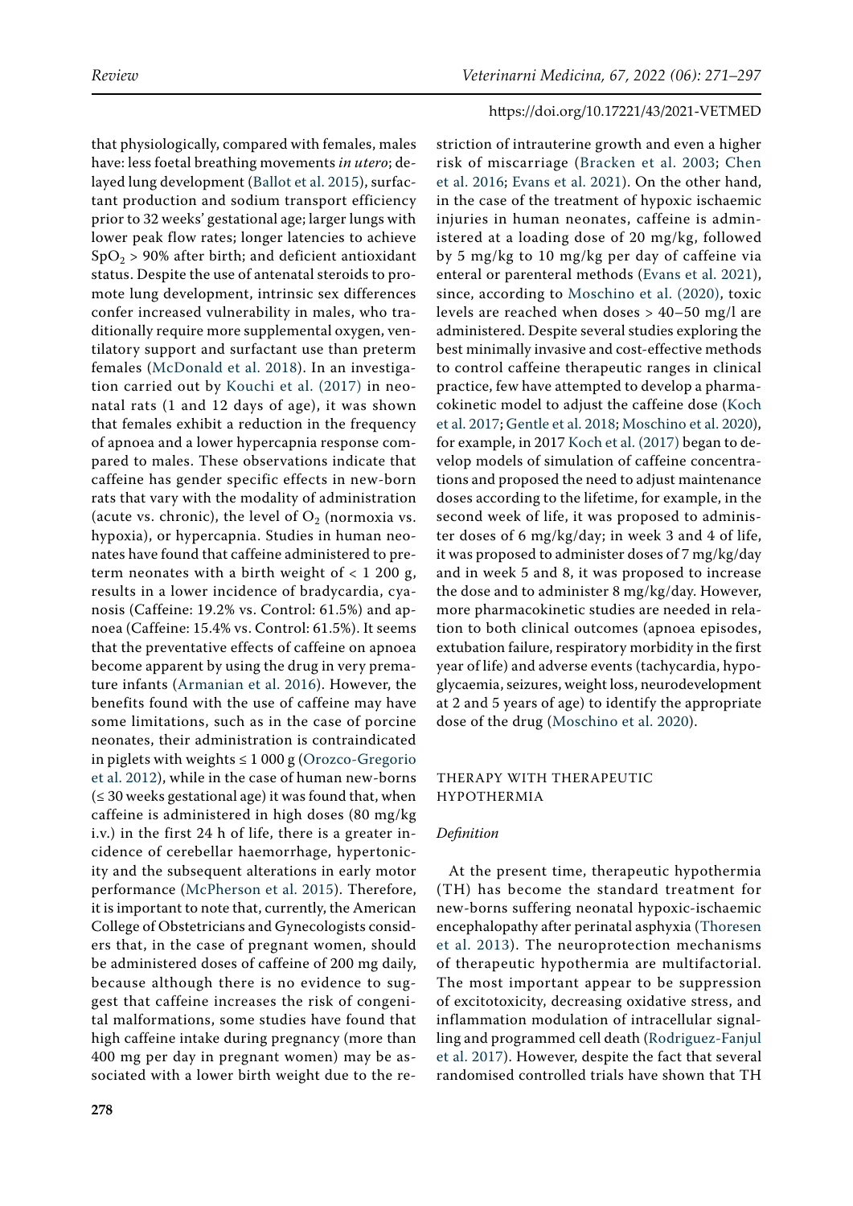that physiologically, compared with females, males have: less foetal breathing movements *in utero*; delayed lung development (Ballot et al. 2015), surfactant production and sodium transport efficiency prior to 32 weeks' gestational age; larger lungs with lower peak flow rates; longer latencies to achieve $SpO_2$ > 90% after birth; and deficient antioxidant status. Despite the use of antenatal steroids to promote lung development, intrinsic sex differences confer increased vulnerability in males, who traditionally require more supplemental oxygen, ventilatory support and surfactant use than preterm females (McDonald et al. 2018). In an investigation carried out by Kouchi et al. (2017) in neonatal rats (1 and 12 days of age), it was shown that females exhibit a reduction in the frequency of apnoea and a lower hypercapnia response compared to males. These observations indicate that caffeine has gender specific effects in new-born rats that vary with the modality of administration (acute vs. chronic), the level of $O_2$ (normoxia vs. hypoxia), or hypercapnia. Studies in human neonates have found that caffeine administered to preterm neonates with a birth weight of < 1 200 g, results in a lower incidence of bradycardia, cyanosis (Caffeine: 19.2% vs. Control: 61.5%) and apnoea (Caffeine: 15.4% vs. Control: 61.5%). It seems that the preventative effects of caffeine on apnoea become apparent by using the drug in very premature infants (Armanian et al. 2016). However, the benefits found with the use of caffeine may have some limitations, such as in the case of porcine neonates, their administration is contraindicated in piglets with weights ≤ 1 000 g (Orozco-Gregorio et al. 2012), while in the case of human new-borns (≤ 30 weeks gestational age) it was found that, when caffeine is administered in high doses (80 mg/kg i.v.) in the first 24 h of life, there is a greater incidence of cerebellar haemorrhage, hypertonicity and the subsequent alterations in early motor performance (McPherson et al. 2015). Therefore, it is important to note that, currently, the American College of Obstetricians and Gynecologists considers that, in the case of pregnant women, should be administered doses of caffeine of 200 mg daily, because although there is no evidence to suggest that caffeine increases the risk of congenital malformations, some studies have found that high caffeine intake during pregnancy (more than 400 mg per day in pregnant women) may be associated with a lower birth weight due to the restriction of intrauterine growth and even a higher risk of miscarriage (Bracken et al. 2003; Chen et al. 2016; Evans et al. 2021). On the other hand, in the case of the treatment of hypoxic ischaemic injuries in human neonates, caffeine is administered at a loading dose of 20 mg/kg, followed by 5 mg/kg to 10 mg/kg per day of caffeine via enteral or parenteral methods (Evans et al. 2021), since, according to Moschino et al. (2020), toxic levels are reached when doses > 40–50 mg/l are administered. Despite several studies exploring the best minimally invasive and cost-effective methods to control caffeine therapeutic ranges in clinical practice, few have attempted to develop a pharmacokinetic model to adjust the caffeine dose (Koch et al. 2017; Gentle et al. 2018; Moschino et al. 2020), for example, in 2017 Koch et al. (2017) began to develop models of simulation of caffeine concentrations and proposed the need to adjust maintenance doses according to the lifetime, for example, in the second week of life, it was proposed to administer doses of 6 mg/kg/day; in week 3 and 4 of life, it was proposed to administer doses of 7 mg/kg/day and in week 5 and 8, it was proposed to increase the dose and to administer 8 mg/kg/day. However, more pharmacokinetic studies are needed in relation to both clinical outcomes (apnoea episodes, extubation failure, respiratory morbidity in the first year of life) and adverse events (tachycardia, hypoglycaemia, seizures, weight loss, neurodevelopment at 2 and 5 years of age) to identify the appropriate dose of the drug (Moschino et al. 2020).

## THERAPY WITH THERAPEUTIC HYPOTHERMIA

### *Definition*

At the present time, therapeutic hypothermia (TH) has become the standard treatment for new-borns suffering neonatal hypoxic-ischaemic encephalopathy after perinatal asphyxia (Thoresen et al. 2013). The neuroprotection mechanisms of therapeutic hypothermia are multifactorial. The most important appear to be suppression of excitotoxicity, decreasing oxidative stress, and inflammation modulation of intracellular signalling and programmed cell death (Rodriguez-Fanjul et al. 2017). However, despite the fact that several randomised controlled trials have shown that TH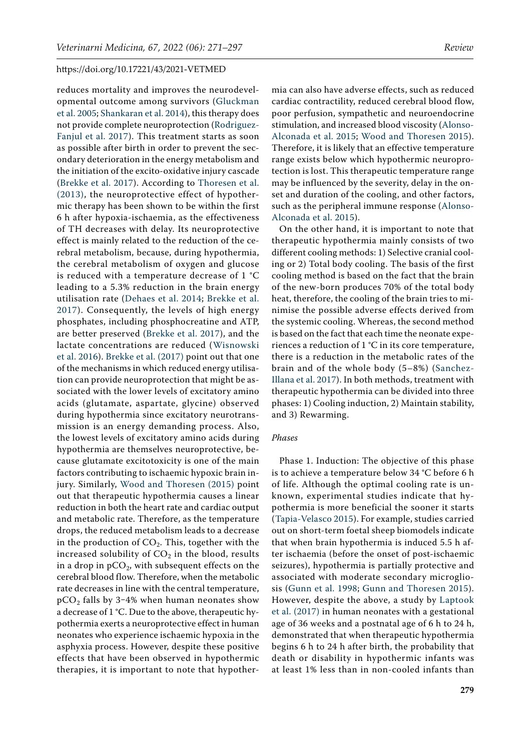reduces mortality and improves the neurodevelopmental outcome among survivors (Gluckman et al. 2005; Shankaran et al. 2014), this therapy does not provide complete neuroprotection (Rodriguez-Fanjul et al. 2017). This treatment starts as soon as possible after birth in order to prevent the secondary deterioration in the energy metabolism and the initiation of the excito-oxidative injury cascade (Brekke et al. 2017). According to Thoresen et al. (2013), the neuroprotective effect of hypothermic therapy has been shown to be within the first 6 h after hypoxia-ischaemia, as the effectiveness of TH decreases with delay. Its neuroprotective effect is mainly related to the reduction of the cerebral metabolism, because, during hypothermia, the cerebral metabolism of oxygen and glucose is reduced with a temperature decrease of 1 °C leading to a 5.3% reduction in the brain energy utilisation rate (Dehaes et al. 2014; Brekke et al. 2017). Consequently, the levels of high energy phosphates, including phosphocreatine and ATP, are better preserved (Brekke et al. 2017), and the lactate concentrations are reduced (Wisnowski et al. 2016). Brekke et al. (2017) point out that one of the mechanisms in which reduced energy utilisation can provide neuroprotection that might be associated with the lower levels of excitatory amino acids (glutamate, aspartate, glycine) observed during hypothermia since excitatory neurotransmission is an energy demanding process. Also, the lowest levels of excitatory amino acids during hypothermia are themselves neuroprotective, because glutamate excitotoxicity is one of the main factors contributing to ischaemic hypoxic brain injury. Similarly, Wood and Thoresen (2015) point out that therapeutic hypothermia causes a linear reduction in both the heart rate and cardiac output and metabolic rate. Therefore, as the temperature drops, the reduced metabolism leads to a decrease in the production of $CO_2$. This, together with the increased solubility of $CO_2$ in the blood, results in a drop in $pCO_2$, with subsequent effects on the cerebral blood flow. Therefore, when the metabolic rate decreases in line with the central temperature, $pCO_2$ falls by 3–4% when human neonates show a decrease of 1 °C. Due to the above, therapeutic hypothermia exerts a neuroprotective effect in human neonates who experience ischaemic hypoxia in the asphyxia process. However, despite these positive effects that have been observed in hypothermic therapies, it is important to note that hypothermia can also have adverse effects, such as reduced cardiac contractility, reduced cerebral blood flow, poor perfusion, sympathetic and neuroendocrine stimulation, and increased blood viscosity (Alonso-Alconada et al. 2015; Wood and Thoresen 2015). Therefore, it is likely that an effective temperature range exists below which hypothermic neuroprotection is lost. This therapeutic temperature range may be influenced by the severity, delay in the onset and duration of the cooling, and other factors, such as the peripheral immune response (Alonso-Alconada et al. 2015).

On the other hand, it is important to note that therapeutic hypothermia mainly consists of two different cooling methods: 1) Selective cranial cooling or 2) Total body cooling. The basis of the first cooling method is based on the fact that the brain of the new-born produces 70% of the total body heat, therefore, the cooling of the brain tries to minimise the possible adverse effects derived from the systemic cooling. Whereas, the second method is based on the fact that each time the neonate experiences a reduction of 1 °C in its core temperature, there is a reduction in the metabolic rates of the brain and of the whole body (5–8%) (Sanchez-Illana et al. 2017). In both methods, treatment with therapeutic hypothermia can be divided into three phases: 1) Cooling induction, 2) Maintain stability, and 3) Rewarming.

*Phases*

Phase 1. Induction: The objective of this phase is to achieve a temperature below 34 °C before 6 h of life. Although the optimal cooling rate is unknown, experimental studies indicate that hypothermia is more beneficial the sooner it starts (Tapia-Velasco 2015). For example, studies carried out on short-term foetal sheep biomodels indicate that when brain hypothermia is induced 5.5 h after ischaemia (before the onset of post-ischaemic seizures), hypothermia is partially protective and associated with moderate secondary microgliosis (Gunn et al. 1998; Gunn and Thoresen 2015). However, despite the above, a study by Laptook et al. (2017) in human neonates with a gestational age of 36 weeks and a postnatal age of 6 h to 24 h, demonstrated that when therapeutic hypothermia begins 6 h to 24 h after birth, the probability that death or disability in hypothermic infants was at least 1% less than in non-cooled infants than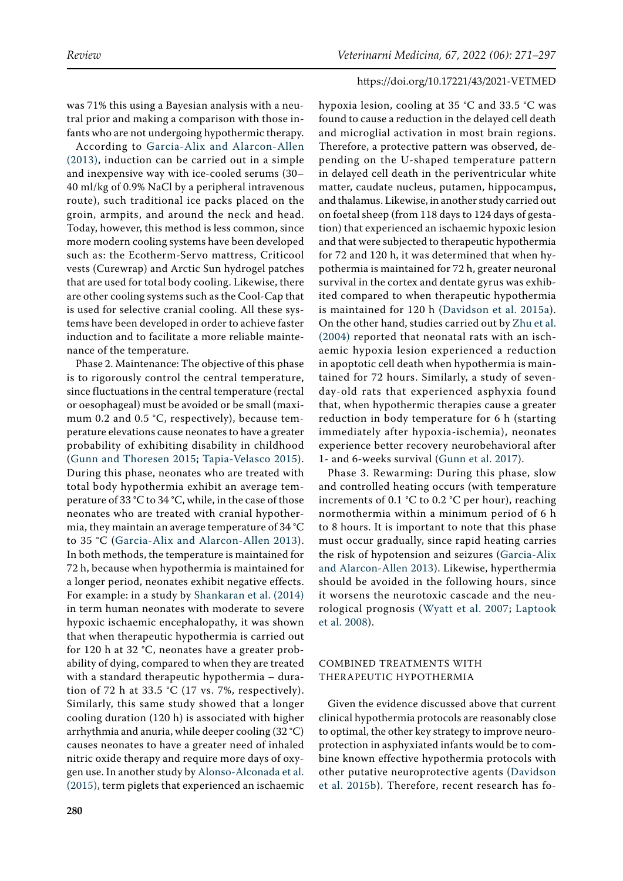was 71% this using a Bayesian analysis with a neutral prior and making a comparison with those infants who are not undergoing hypothermic therapy.

According to Garcia-Alix and Alarcon-Allen (2013), induction can be carried out in a simple and inexpensive way with ice-cooled serums (30–40 ml/kg of 0.9% NaCl by a peripheral intravenous route), such traditional ice packs placed on the groin, armpits, and around the neck and head. Today, however, this method is less common, since more modern cooling systems have been developed such as: the Ecotherm-Servo mattress, Criticool vests (Curewrap) and Arctic Sun hydrogel patches that are used for total body cooling. Likewise, there are other cooling systems such as the Cool-Cap that is used for selective cranial cooling. All these systems have been developed in order to achieve faster induction and to facilitate a more reliable maintenance of the temperature.

Phase 2. Maintenance: The objective of this phase is to rigorously control the central temperature, since fluctuations in the central temperature (rectal or oesophageal) must be avoided or be small (maximum 0.2 and 0.5 °C, respectively), because temperature elevations cause neonates to have a greater probability of exhibiting disability in childhood (Gunn and Thoresen 2015; Tapia-Velasco 2015). During this phase, neonates who are treated with total body hypothermia exhibit an average temperature of 33 °C to 34 °C, while, in the case of those neonates who are treated with cranial hypothermia, they maintain an average temperature of 34 °C to 35 °C (Garcia-Alix and Alarcon-Allen 2013). In both methods, the temperature is maintained for 72 h, because when hypothermia is maintained for a longer period, neonates exhibit negative effects. For example: in a study by Shankaran et al. (2014) in term human neonates with moderate to severe hypoxic ischaemic encephalopathy, it was shown that when therapeutic hypothermia is carried out for 120 h at 32 °C, neonates have a greater probability of dying, compared to when they are treated with a standard therapeutic hypothermia – duration of 72 h at 33.5 °C (17 vs. 7%, respectively). Similarly, this same study showed that a longer cooling duration (120 h) is associated with higher arrhythmia and anuria, while deeper cooling (32 °C) causes neonates to have a greater need of inhaled nitric oxide therapy and require more days of oxygen use. In another study by Alonso-Alconada et al. (2015), term piglets that experienced an ischaemic hypoxia lesion, cooling at 35 °C and 33.5 °C was found to cause a reduction in the delayed cell death and microglial activation in most brain regions. Therefore, a protective pattern was observed, depending on the U-shaped temperature pattern in delayed cell death in the periventricular white matter, caudate nucleus, putamen, hippocampus, and thalamus. Likewise, in another study carried out on foetal sheep (from 118 days to 124 days of gestation) that experienced an ischaemic hypoxic lesion and that were subjected to therapeutic hypothermia for 72 and 120 h, it was determined that when hypothermia is maintained for 72 h, greater neuronal survival in the cortex and dentate gyrus was exhibited compared to when therapeutic hypothermia is maintained for 120 h (Davidson et al. 2015a). On the other hand, studies carried out by Zhu et al. (2004) reported that neonatal rats with an ischaemic hypoxia lesion experienced a reduction in apoptotic cell death when hypothermia is maintained for 72 hours. Similarly, a study of seven-day-old rats that experienced asphyxia found that, when hypothermic therapies cause a greater reduction in body temperature for 6 h (starting immediately after hypoxia-ischemia), neonates experience better recovery neurobehavioral after 1- and 6-weeks survival (Gunn et al. 2017).

Phase 3. Rewarming: During this phase, slow and controlled heating occurs (with temperature increments of 0.1 °C to 0.2 °C per hour), reaching normothermia within a minimum period of 6 h to 8 hours. It is important to note that this phase must occur gradually, since rapid heating carries the risk of hypotension and seizures (Garcia-Alix and Alarcon-Allen 2013). Likewise, hyperthermia should be avoided in the following hours, since it worsens the neurotoxic cascade and the neurological prognosis (Wyatt et al. 2007; Laptook et al. 2008).

## COMBINED TREATMENTS WITH THERAPEUTIC HYPOTHERMIA

Given the evidence discussed above that current clinical hypothermia protocols are reasonably close to optimal, the other key strategy to improve neuroprotection in asphyxiated infants would be to combine known effective hypothermia protocols with other putative neuroprotective agents (Davidson et al. 2015b). Therefore, recent research has fo-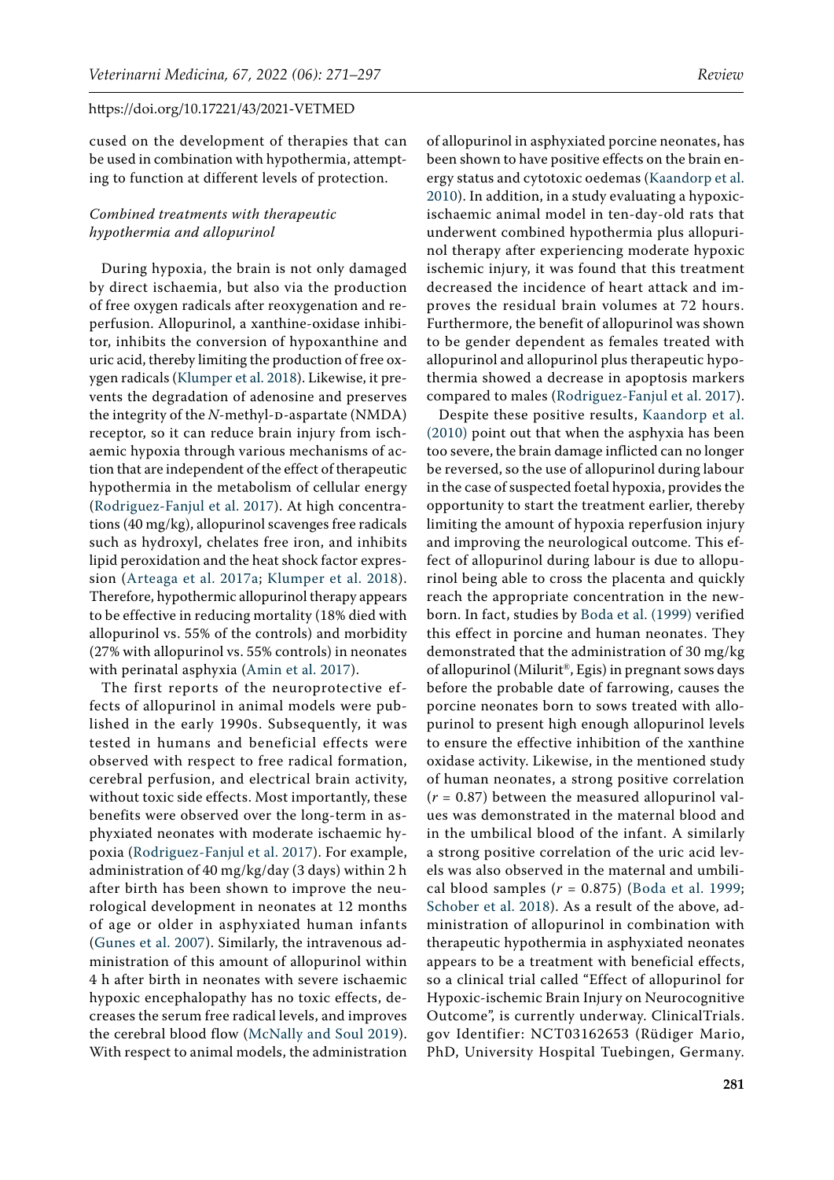cused on the development of therapies that can be used in combination with hypothermia, attempting to function at different levels of protection.

### *Combined treatments with therapeutic hypothermia and allopurinol*

During hypoxia, the brain is not only damaged by direct ischaemia, but also via the production of free oxygen radicals after reoxygenation and reperfusion. Allopurinol, a xanthine-oxidase inhibitor, inhibits the conversion of hypoxanthine and uric acid, thereby limiting the production of free oxygen radicals (Klumper et al. 2018). Likewise, it prevents the degradation of adenosine and preserves the integrity of the *N*-methyl-D-aspartate (NMDA) receptor, so it can reduce brain injury from ischaemic hypoxia through various mechanisms of action that are independent of the effect of therapeutic hypothermia in the metabolism of cellular energy (Rodriguez-Fanjul et al. 2017). At high concentrations (40 mg/kg), allopurinol scavenges free radicals such as hydroxyl, chelates free iron, and inhibits lipid peroxidation and the heat shock factor expression (Arteaga et al. 2017a; Klumper et al. 2018). Therefore, hypothermic allopurinol therapy appears to be effective in reducing mortality (18% died with allopurinol vs. 55% of the controls) and morbidity (27% with allopurinol vs. 55% controls) in neonates with perinatal asphyxia (Amin et al. 2017).

The first reports of the neuroprotective effects of allopurinol in animal models were published in the early 1990s. Subsequently, it was tested in humans and beneficial effects were observed with respect to free radical formation, cerebral perfusion, and electrical brain activity, without toxic side effects. Most importantly, these benefits were observed over the long-term in asphyxiated neonates with moderate ischaemic hypoxia (Rodriguez-Fanjul et al. 2017). For example, administration of 40 mg/kg/day (3 days) within 2 h after birth has been shown to improve the neurological development in neonates at 12 months of age or older in asphyxiated human infants (Gunes et al. 2007). Similarly, the intravenous administration of this amount of allopurinol within 4 h after birth in neonates with severe ischaemic hypoxic encephalopathy has no toxic effects, decreases the serum free radical levels, and improves the cerebral blood flow (McNally and Soul 2019). With respect to animal models, the administration of allopurinol in asphyxiated porcine neonates, has been shown to have positive effects on the brain energy status and cytotoxic oedemas (Kaandorp et al. 2010). In addition, in a study evaluating a hypoxic-ischaemic animal model in ten-day-old rats that underwent combined hypothermia plus allopurinol therapy after experiencing moderate hypoxic ischemic injury, it was found that this treatment decreased the incidence of heart attack and improves the residual brain volumes at 72 hours. Furthermore, the benefit of allopurinol was shown to be gender dependent as females treated with allopurinol and allopurinol plus therapeutic hypothermia showed a decrease in apoptosis markers compared to males (Rodriguez-Fanjul et al. 2017).

Despite these positive results, Kaandorp et al. (2010) point out that when the asphyxia has been too severe, the brain damage inflicted can no longer be reversed, so the use of allopurinol during labour in the case of suspected foetal hypoxia, provides the opportunity to start the treatment earlier, thereby limiting the amount of hypoxia reperfusion injury and improving the neurological outcome. This effect of allopurinol during labour is due to allopurinol being able to cross the placenta and quickly reach the appropriate concentration in the newborn. In fact, studies by Boda et al. (1999) verified this effect in porcine and human neonates. They demonstrated that the administration of 30 mg/kg of allopurinol (Milurit®, Egis) in pregnant sows days before the probable date of farrowing, causes the porcine neonates born to sows treated with allopurinol to present high enough allopurinol levels to ensure the effective inhibition of the xanthine oxidase activity. Likewise, in the mentioned study of human neonates, a strong positive correlation ($r = 0.87$) between the measured allopurinol values was demonstrated in the maternal blood and in the umbilical blood of the infant. A similarly a strong positive correlation of the uric acid levels was also observed in the maternal and umbilical blood samples ($r = 0.875$) (Boda et al. 1999; Schober et al. 2018). As a result of the above, administration of allopurinol in combination with therapeutic hypothermia in asphyxiated neonates appears to be a treatment with beneficial effects, so a clinical trial called "Effect of allopurinol for Hypoxic-ischemic Brain Injury on Neurocognitive Outcome", is currently underway. ClinicalTrials.gov Identifier: NCT03162653 (Rüdiger Mario, PhD, University Hospital Tuebingen, Germany.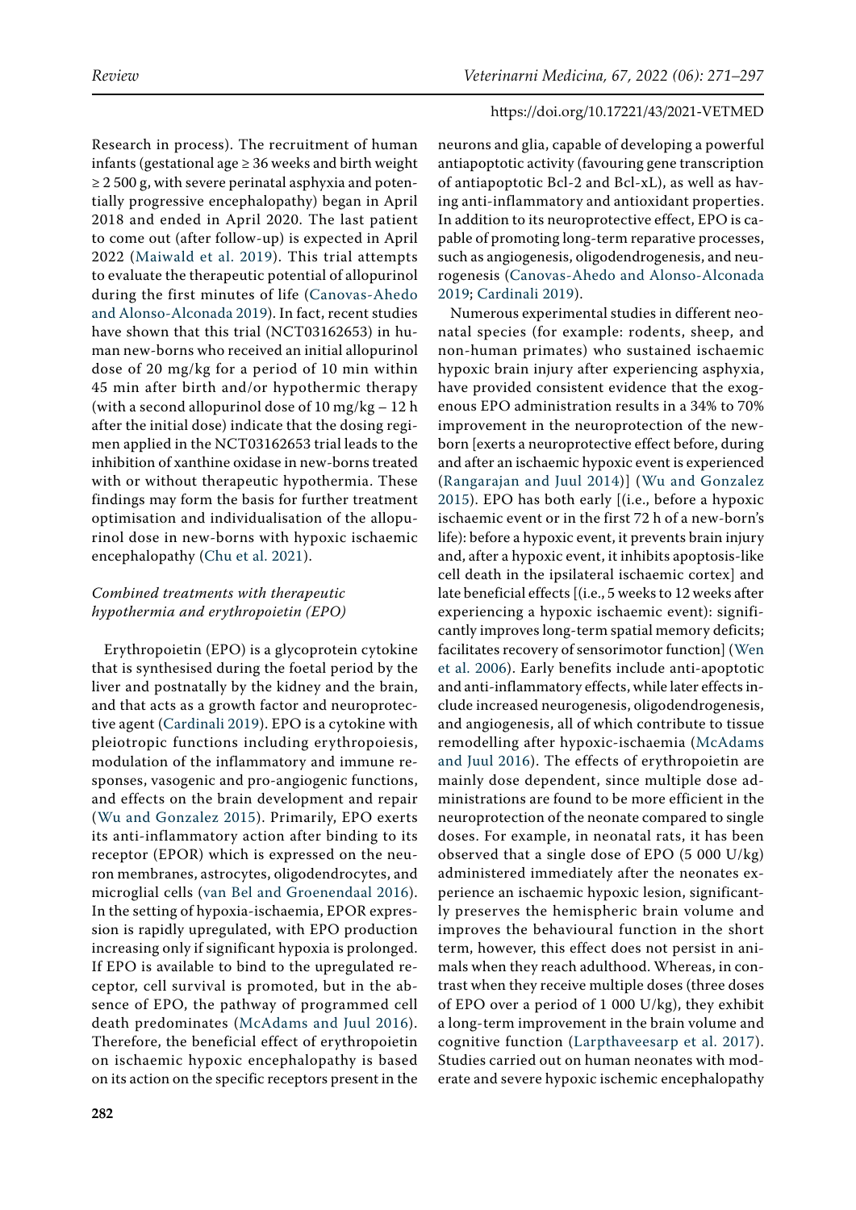Research in process). The recruitment of human infants (gestational age ≥ 36 weeks and birth weight ≥ 2 500 g, with severe perinatal asphyxia and potentially progressive encephalopathy) began in April 2018 and ended in April 2020. The last patient to come out (after follow-up) is expected in April 2022 (Maiwald et al. 2019). This trial attempts to evaluate the therapeutic potential of allopurinol during the first minutes of life (Canovas-Ahedo and Alonso-Alconada 2019). In fact, recent studies have shown that this trial (NCT03162653) in human new-borns who received an initial allopurinol dose of 20 mg/kg for a period of 10 min within 45 min after birth and/or hypothermic therapy (with a second allopurinol dose of 10 mg/kg – 12 h after the initial dose) indicate that the dosing regimen applied in the NCT03162653 trial leads to the inhibition of xanthine oxidase in new-borns treated with or without therapeutic hypothermia. These findings may form the basis for further treatment optimisation and individualisation of the allopurinol dose in new-borns with hypoxic ischaemic encephalopathy (Chu et al. 2021).

### *Combined treatments with therapeutic hypothermia and erythropoietin (EPO)*

Erythropoietin (EPO) is a glycoprotein cytokine that is synthesised during the foetal period by the liver and postnatally by the kidney and the brain, and that acts as a growth factor and neuroprotective agent (Cardinali 2019). EPO is a cytokine with pleiotropic functions including erythropoiesis, modulation of the inflammatory and immune responses, vasogenic and pro-angiogenic functions, and effects on the brain development and repair (Wu and Gonzalez 2015). Primarily, EPO exerts its anti-inflammatory action after binding to its receptor (EPOR) which is expressed on the neuron membranes, astrocytes, oligodendrocytes, and microglial cells (van Bel and Groenendaal 2016). In the setting of hypoxia-ischaemia, EPOR expression is rapidly upregulated, with EPO production increasing only if significant hypoxia is prolonged. If EPO is available to bind to the upregulated receptor, cell survival is promoted, but in the absence of EPO, the pathway of programmed cell death predominates (McAdams and Juul 2016). Therefore, the beneficial effect of erythropoietin on ischaemic hypoxic encephalopathy is based on its action on the specific receptors present in the neurons and glia, capable of developing a powerful antiapoptotic activity (favouring gene transcription of antiapoptotic Bcl-2 and Bcl-xL), as well as having anti-inflammatory and antioxidant properties. In addition to its neuroprotective effect, EPO is capable of promoting long-term reparative processes, such as angiogenesis, oligodendrogenesis, and neurogenesis (Canovas-Ahedo and Alonso-Alconada 2019; Cardinali 2019).

Numerous experimental studies in different neonatal species (for example: rodents, sheep, and non-human primates) who sustained ischaemic hypoxic brain injury after experiencing asphyxia, have provided consistent evidence that the exogenous EPO administration results in a 34% to 70% improvement in the neuroprotection of the newborn [exerts a neuroprotective effect before, during and after an ischaemic hypoxic event is experienced (Rangarajan and Juul 2014)] (Wu and Gonzalez 2015). EPO has both early [(i.e., before a hypoxic ischaemic event or in the first 72 h of a new-born's life): before a hypoxic event, it prevents brain injury and, after a hypoxic event, it inhibits apoptosis-like cell death in the ipsilateral ischaemic cortex] and late beneficial effects [(i.e., 5 weeks to 12 weeks after experiencing a hypoxic ischaemic event): significantly improves long-term spatial memory deficits; facilitates recovery of sensorimotor function] (Wen et al. 2006). Early benefits include anti-apoptotic and anti-inflammatory effects, while later effects include increased neurogenesis, oligodendrogenesis, and angiogenesis, all of which contribute to tissue remodelling after hypoxic-ischaemia (McAdams and Juul 2016). The effects of erythropoietin are mainly dose dependent, since multiple dose administrations are found to be more efficient in the neuroprotection of the neonate compared to single doses. For example, in neonatal rats, it has been observed that a single dose of EPO (5 000 U/kg) administered immediately after the neonates experience an ischaemic hypoxic lesion, significantly preserves the hemispheric brain volume and improves the behavioural function in the short term, however, this effect does not persist in animals when they reach adulthood. Whereas, in contrast when they receive multiple doses (three doses of EPO over a period of 1 000 U/kg), they exhibit a long-term improvement in the brain volume and cognitive function (Larpthaveesarp et al. 2017). Studies carried out on human neonates with moderate and severe hypoxic ischemic encephalopathy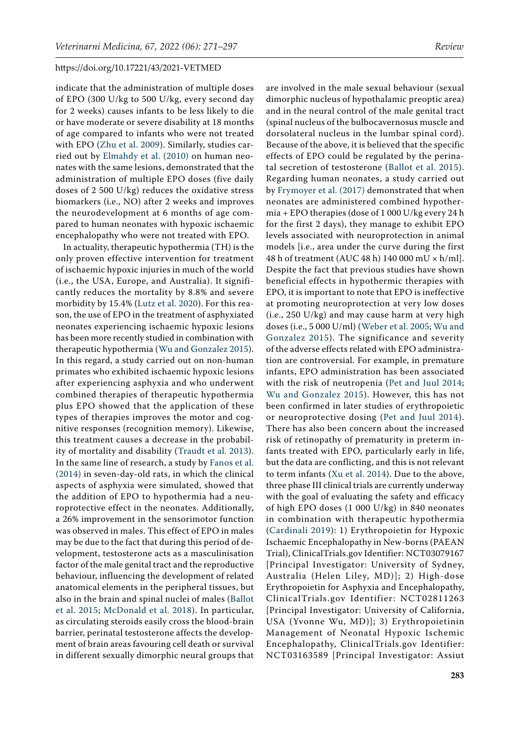indicate that the administration of multiple doses of EPO (300 U/kg to 500 U/kg, every second day for 2 weeks) causes infants to be less likely to die or have moderate or severe disability at 18 months of age compared to infants who were not treated with EPO (Zhu et al. 2009). Similarly, studies carried out by Elmahdy et al. (2010) on human neonates with the same lesions, demonstrated that the administration of multiple EPO doses (five daily doses of 2 500 U/kg) reduces the oxidative stress biomarkers (i.e., NO) after 2 weeks and improves the neurodevelopment at 6 months of age compared to human neonates with hypoxic ischaemic encephalopathy who were not treated with EPO.

In actuality, therapeutic hypothermia (TH) is the only proven effective intervention for treatment of ischaemic hypoxic injuries in much of the world (i.e., the USA, Europe, and Australia). It significantly reduces the mortality by 8.8% and severe morbidity by 15.4% (Lutz et al. 2020). For this reason, the use of EPO in the treatment of asphyxiated neonates experiencing ischaemic hypoxic lesions has been more recently studied in combination with therapeutic hypothermia (Wu and Gonzalez 2015). In this regard, a study carried out on non-human primates who exhibited ischaemic hypoxic lesions after experiencing asphyxia and who underwent combined therapies of therapeutic hypothermia plus EPO showed that the application of these types of therapies improves the motor and cognitive responses (recognition memory). Likewise, this treatment causes a decrease in the probability of mortality and disability (Traudt et al. 2013). In the same line of research, a study by Fanos et al. (2014) in seven-day-old rats, in which the clinical aspects of asphyxia were simulated, showed that the addition of EPO to hypothermia had a neuroprotective effect in the neonates. Additionally, a 26% improvement in the sensorimotor function was observed in males. This effect of EPO in males may be due to the fact that during this period of development, testosterone acts as a masculinisation factor of the male genital tract and the reproductive behaviour, influencing the development of related anatomical elements in the peripheral tissues, but also in the brain and spinal nuclei of males (Ballot et al. 2015; McDonald et al. 2018). In particular, as circulating steroids easily cross the blood-brain barrier, perinatal testosterone affects the development of brain areas favouring cell death or survival in different sexually dimorphic neural groups that are involved in the male sexual behaviour (sexual dimorphic nucleus of hypothalamic preoptic area) and in the neural control of the male genital tract (spinal nucleus of the bulbocavernosus muscle and dorsolateral nucleus in the lumbar spinal cord). Because of the above, it is believed that the specific effects of EPO could be regulated by the perinatal secretion of testosterone (Ballot et al. 2015). Regarding human neonates, a study carried out by Frymoyer et al. (2017) demonstrated that when neonates are administered combined hypothermia + EPO therapies (dose of 1 000 U/kg every 24 h for the first 2 days), they manage to exhibit EPO levels associated with neuroprotection in animal models [i.e., area under the curve during the first 48 h of treatment (AUC 48 h) 140 000 mU × h/ml]. Despite the fact that previous studies have shown beneficial effects in hypothermic therapies with EPO, it is important to note that EPO is ineffective at promoting neuroprotection at very low doses (i.e., 250 U/kg) and may cause harm at very high doses (i.e., 5 000 U/ml) (Weber et al. 2005; Wu and Gonzalez 2015). The significance and severity of the adverse effects related with EPO administration are controversial. For example, in premature infants, EPO administration has been associated with the risk of neutropenia (Pet and Juul 2014; Wu and Gonzalez 2015). However, this has not been confirmed in later studies of erythropoietic or neuroprotective dosing (Pet and Juul 2014). There has also been concern about the increased risk of retinopathy of prematurity in preterm infants treated with EPO, particularly early in life, but the data are conflicting, and this is not relevant to term infants (Xu et al. 2014). Due to the above, three phase III clinical trials are currently underway with the goal of evaluating the safety and efficacy of high EPO doses (1 000 U/kg) in 840 neonates in combination with therapeutic hypothermia (Cardinali 2019): 1) Erythropoietin for Hypoxic Ischaemic Encephalopathy in New-borns (PAEAN Trial), ClinicalTrials.gov Identifier: NCT03079167 [Principal Investigator: University of Sydney, Australia (Helen Liley, MD)]; 2) High-dose Erythropoietin for Asphyxia and Encephalopathy, ClinicalTrials.gov Identifier: NCT02811263 [Principal Investigator: University of California, USA (Yvonne Wu, MD)]; 3) Erythropoietinin Management of Neonatal Hypoxic Ischemic Encephalopathy, ClinicalTrials.gov Identifier: NCT03163589 [Principal Investigator: Assiut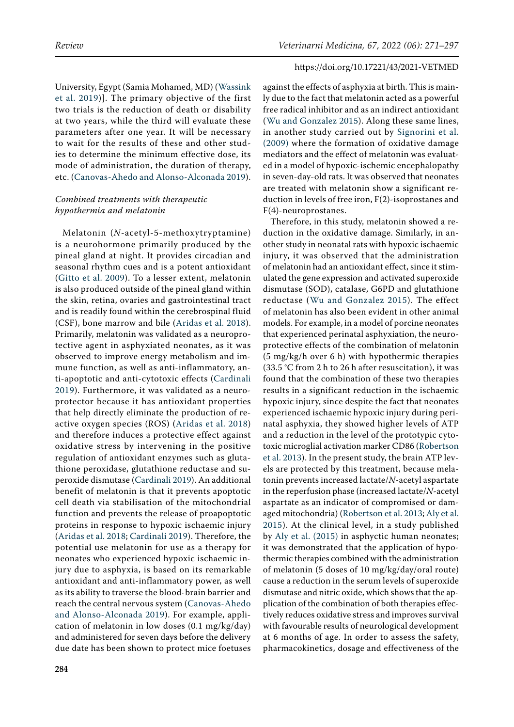University, Egypt (Samia Mohamed, MD) (Wassink et al. 2019)]. The primary objective of the first two trials is the reduction of death or disability at two years, while the third will evaluate these parameters after one year. It will be necessary to wait for the results of these and other studies to determine the minimum effective dose, its mode of administration, the duration of therapy, etc. (Canovas-Ahedo and Alonso-Alconada 2019).

### *Combined treatments with therapeutic hypothermia and melatonin*

Melatonin (*N*-acetyl-5-methoxytryptamine) is a neurohormone primarily produced by the pineal gland at night. It provides circadian and seasonal rhythm cues and is a potent antioxidant (Gitto et al. 2009). To a lesser extent, melatonin is also produced outside of the pineal gland within the skin, retina, ovaries and gastrointestinal tract and is readily found within the cerebrospinal fluid (CSF), bone marrow and bile (Aridas et al. 2018). Primarily, melatonin was validated as a neuroprotective agent in asphyxiated neonates, as it was observed to improve energy metabolism and immune function, as well as anti-inflammatory, anti-apoptotic and anti-cytotoxic effects (Cardinali 2019). Furthermore, it was validated as a neuroprotector because it has antioxidant properties that help directly eliminate the production of reactive oxygen species (ROS) (Aridas et al. 2018) and therefore induces a protective effect against oxidative stress by intervening in the positive regulation of antioxidant enzymes such as glutathione peroxidase, glutathione reductase and superoxide dismutase (Cardinali 2019). An additional benefit of melatonin is that it prevents apoptotic cell death via stabilisation of the mitochondrial function and prevents the release of proapoptotic proteins in response to hypoxic ischaemic injury (Aridas et al. 2018; Cardinali 2019). Therefore, the potential use melatonin for use as a therapy for neonates who experienced hypoxic ischaemic injury due to asphyxia, is based on its remarkable antioxidant and anti-inflammatory power, as well as its ability to traverse the blood-brain barrier and reach the central nervous system (Canovas-Ahedo and Alonso-Alconada 2019). For example, application of melatonin in low doses (0.1 mg/kg/day) and administered for seven days before the delivery due date has been shown to protect mice foetuses against the effects of asphyxia at birth. This is mainly due to the fact that melatonin acted as a powerful free radical inhibitor and as an indirect antioxidant (Wu and Gonzalez 2015). Along these same lines, in another study carried out by Signorini et al. (2009) where the formation of oxidative damage mediators and the effect of melatonin was evaluated in a model of hypoxic-ischemic encephalopathy in seven-day-old rats. It was observed that neonates are treated with melatonin show a significant reduction in levels of free iron, F(2)-isoprostanes and F(4)-neuroprostanes.

Therefore, in this study, melatonin showed a reduction in the oxidative damage. Similarly, in another study in neonatal rats with hypoxic ischaemic injury, it was observed that the administration of melatonin had an antioxidant effect, since it stimulated the gene expression and activated superoxide dismutase (SOD), catalase, G6PD and glutathione reductase (Wu and Gonzalez 2015). The effect of melatonin has also been evident in other animal models. For example, in a model of porcine neonates that experienced perinatal asphyxiation, the neuroprotective effects of the combination of melatonin (5 mg/kg/h over 6 h) with hypothermic therapies (33.5 °C from 2 h to 26 h after resuscitation), it was found that the combination of these two therapies results in a significant reduction in the ischaemic hypoxic injury, since despite the fact that neonates experienced ischaemic hypoxic injury during perinatal asphyxia, they showed higher levels of ATP and a reduction in the level of the prototypic cytotoxic microglial activation marker CD86 (Robertson et al. 2013). In the present study, the brain ATP levels are protected by this treatment, because melatonin prevents increased lactate/*N*-acetyl aspartate in the reperfusion phase (increased lactate/*N*-acetyl aspartate as an indicator of compromised or damaged mitochondria) (Robertson et al. 2013; Aly et al. 2015). At the clinical level, in a study published by Aly et al. (2015) in asphyctic human neonates; it was demonstrated that the application of hypothermic therapies combined with the administration of melatonin (5 doses of 10 mg/kg/day/oral route) cause a reduction in the serum levels of superoxide dismutase and nitric oxide, which shows that the application of the combination of both therapies effectively reduces oxidative stress and improves survival with favourable results of neurological development at 6 months of age. In order to assess the safety, pharmacokinetics, dosage and effectiveness of the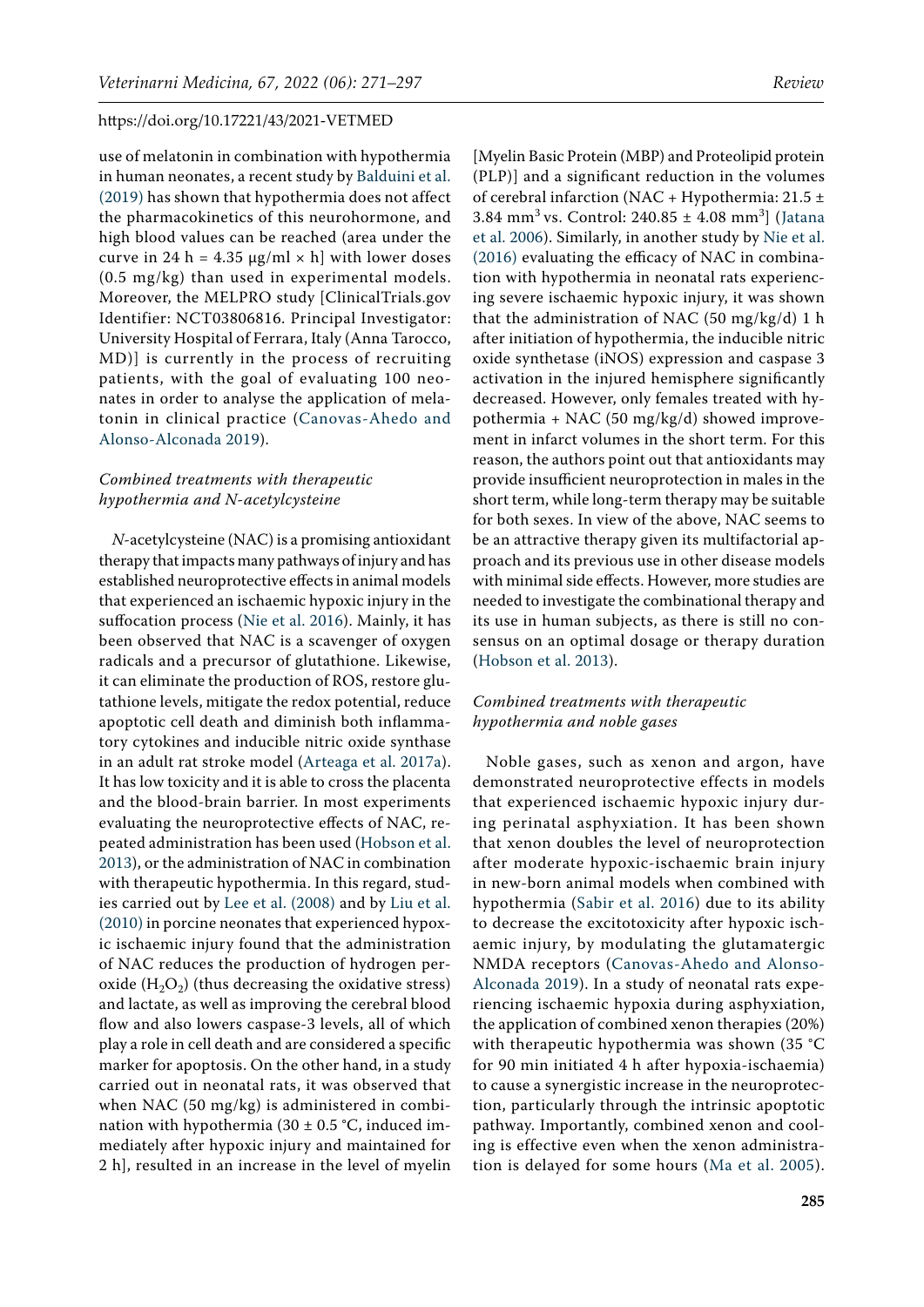use of melatonin in combination with hypothermia in human neonates, a recent study by Balduini et al. (2019) has shown that hypothermia does not affect the pharmacokinetics of this neurohormone, and high blood values can be reached (area under the curve in 24 h = 4.35 μg/ml × h] with lower doses (0.5 mg/kg) than used in experimental models. Moreover, the MELPRO study [ClinicalTrials.gov Identifier: NCT03806816. Principal Investigator: University Hospital of Ferrara, Italy (Anna Tarocco, MD)] is currently in the process of recruiting patients, with the goal of evaluating 100 neonates in order to analyse the application of melatonin in clinical practice (Canovas-Ahedo and Alonso-Alconada 2019).

### *Combined treatments with therapeutic hypothermia and N-acetylcysteine*

*N*-acetylcysteine (NAC) is a promising antioxidant therapy that impacts many pathways of injury and has established neuroprotective effects in animal models that experienced an ischaemic hypoxic injury in the suffocation process (Nie et al. 2016). Mainly, it has been observed that NAC is a scavenger of oxygen radicals and a precursor of glutathione. Likewise, it can eliminate the production of ROS, restore glutathione levels, mitigate the redox potential, reduce apoptotic cell death and diminish both inflammatory cytokines and inducible nitric oxide synthase in an adult rat stroke model (Arteaga et al. 2017a). It has low toxicity and it is able to cross the placenta and the blood-brain barrier. In most experiments evaluating the neuroprotective effects of NAC, repeated administration has been used (Hobson et al. 2013), or the administration of NAC in combination with therapeutic hypothermia. In this regard, studies carried out by Lee et al. (2008) and by Liu et al. (2010) in porcine neonates that experienced hypoxic ischaemic injury found that the administration of NAC reduces the production of hydrogen peroxide ($H_2O_2$) (thus decreasing the oxidative stress) and lactate, as well as improving the cerebral blood flow and also lowers caspase-3 levels, all of which play a role in cell death and are considered a specific marker for apoptosis. On the other hand, in a study carried out in neonatal rats, it was observed that when NAC (50 mg/kg) is administered in combination with hypothermia (30 ± 0.5 °C, induced immediately after hypoxic injury and maintained for 2 h], resulted in an increase in the level of myelin [Myelin Basic Protein (MBP) and Proteolipid protein (PLP)] and a significant reduction in the volumes of cerebral infarction (NAC + Hypothermia: 21.5 ± 3.84 mm$^3$ vs. Control: 240.85 ± 4.08 mm$^3$] (Jatana et al. 2006). Similarly, in another study by Nie et al. (2016) evaluating the efficacy of NAC in combination with hypothermia in neonatal rats experiencing severe ischaemic hypoxic injury, it was shown that the administration of NAC (50 mg/kg/d) 1 h after initiation of hypothermia, the inducible nitric oxide synthetase (iNOS) expression and caspase 3 activation in the injured hemisphere significantly decreased. However, only females treated with hypothermia + NAC (50 mg/kg/d) showed improvement in infarct volumes in the short term. For this reason, the authors point out that antioxidants may provide insufficient neuroprotection in males in the short term, while long-term therapy may be suitable for both sexes. In view of the above, NAC seems to be an attractive therapy given its multifactorial approach and its previous use in other disease models with minimal side effects. However, more studies are needed to investigate the combinational therapy and its use in human subjects, as there is still no consensus on an optimal dosage or therapy duration (Hobson et al. 2013).

### *Combined treatments with therapeutic hypothermia and noble gases*

Noble gases, such as xenon and argon, have demonstrated neuroprotective effects in models that experienced ischaemic hypoxic injury during perinatal asphyxiation. It has been shown that xenon doubles the level of neuroprotection after moderate hypoxic-ischaemic brain injury in new-born animal models when combined with hypothermia (Sabir et al. 2016) due to its ability to decrease the excitotoxicity after hypoxic ischaemic injury, by modulating the glutamatergic NMDA receptors (Canovas-Ahedo and Alonso-Alconada 2019). In a study of neonatal rats experiencing ischaemic hypoxia during asphyxiation, the application of combined xenon therapies (20%) with therapeutic hypothermia was shown (35 °C for 90 min initiated 4 h after hypoxia-ischaemia) to cause a synergistic increase in the neuroprotection, particularly through the intrinsic apoptotic pathway. Importantly, combined xenon and cooling is effective even when the xenon administration is delayed for some hours (Ma et al. 2005).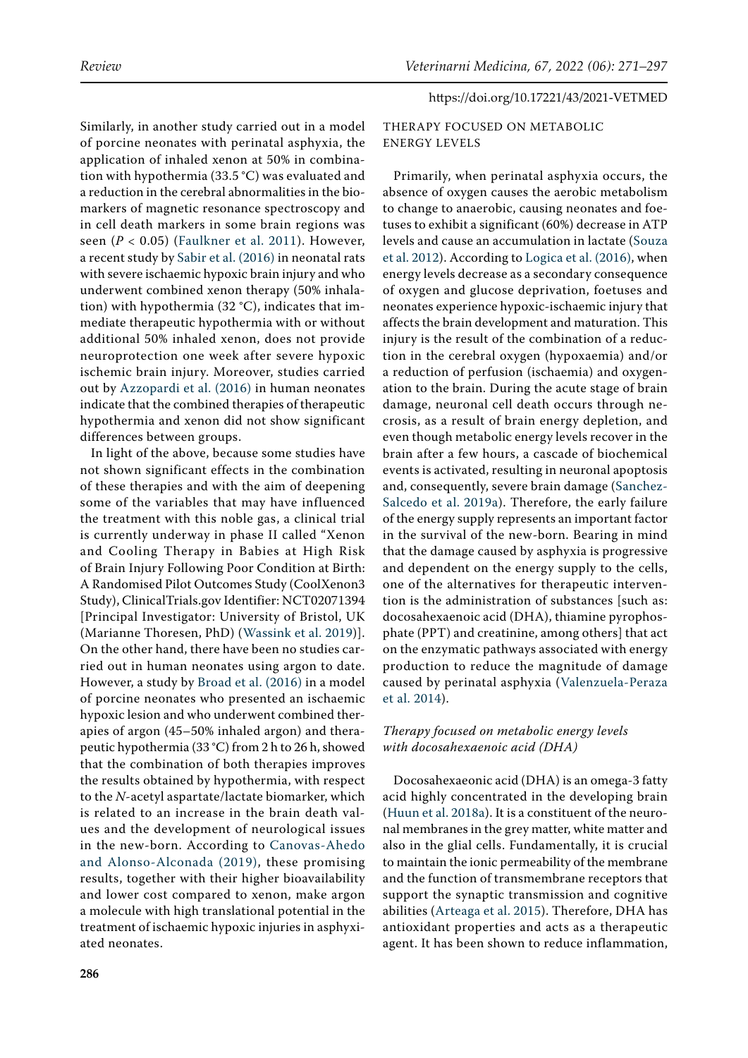Similarly, in another study carried out in a model of porcine neonates with perinatal asphyxia, the application of inhaled xenon at 50% in combination with hypothermia (33.5 °C) was evaluated and a reduction in the cerebral abnormalities in the biomarkers of magnetic resonance spectroscopy and in cell death markers in some brain regions was seen ($P < 0.05$) (Faulkner et al. 2011). However, a recent study by Sabir et al. (2016) in neonatal rats with severe ischaemic hypoxic brain injury and who underwent combined xenon therapy (50% inhalation) with hypothermia (32 °C), indicates that immediate therapeutic hypothermia with or without additional 50% inhaled xenon, does not provide neuroprotection one week after severe hypoxic ischemic brain injury. Moreover, studies carried out by Azzopardi et al. (2016) in human neonates indicate that the combined therapies of therapeutic hypothermia and xenon did not show significant differences between groups.

In light of the above, because some studies have not shown significant effects in the combination of these therapies and with the aim of deepening some of the variables that may have influenced the treatment with this noble gas, a clinical trial is currently underway in phase II called "Xenon and Cooling Therapy in Babies at High Risk of Brain Injury Following Poor Condition at Birth: A Randomised Pilot Outcomes Study (CoolXenon3 Study), ClinicalTrials.gov Identifier: NCT02071394 [Principal Investigator: University of Bristol, UK (Marianne Thoresen, PhD) (Wassink et al. 2019)]. On the other hand, there have been no studies carried out in human neonates using argon to date. However, a study by Broad et al. (2016) in a model of porcine neonates who presented an ischaemic hypoxic lesion and who underwent combined therapies of argon (45–50% inhaled argon) and therapeutic hypothermia (33 °C) from 2 h to 26 h, showed that the combination of both therapies improves the results obtained by hypothermia, with respect to the *N*-acetyl aspartate/lactate biomarker, which is related to an increase in the brain death values and the development of neurological issues in the new-born. According to Canovas-Ahedo and Alonso-Alconada (2019), these promising results, together with their higher bioavailability and lower cost compared to xenon, make argon a molecule with high translational potential in the treatment of ischaemic hypoxic injuries in asphyxiated neonates.

## THERAPY FOCUSED ON METABOLIC ENERGY LEVELS

Primarily, when perinatal asphyxia occurs, the absence of oxygen causes the aerobic metabolism to change to anaerobic, causing neonates and foetuses to exhibit a significant (60%) decrease in ATP levels and cause an accumulation in lactate (Souza et al. 2012). According to Logica et al. (2016), when energy levels decrease as a secondary consequence of oxygen and glucose deprivation, foetuses and neonates experience hypoxic-ischaemic injury that affects the brain development and maturation. This injury is the result of the combination of a reduction in the cerebral oxygen (hypoxaemia) and/or a reduction of perfusion (ischaemia) and oxygenation to the brain. During the acute stage of brain damage, neuronal cell death occurs through necrosis, as a result of brain energy depletion, and even though metabolic energy levels recover in the brain after a few hours, a cascade of biochemical events is activated, resulting in neuronal apoptosis and, consequently, severe brain damage (Sanchez-Salcedo et al. 2019a). Therefore, the early failure of the energy supply represents an important factor in the survival of the new-born. Bearing in mind that the damage caused by asphyxia is progressive and dependent on the energy supply to the cells, one of the alternatives for therapeutic intervention is the administration of substances [such as: docosahexaenoic acid (DHA), thiamine pyrophosphate (PPT) and creatinine, among others] that act on the enzymatic pathways associated with energy production to reduce the magnitude of damage caused by perinatal asphyxia (Valenzuela-Peraza et al. 2014).

### *Therapy focused on metabolic energy levels with docosahexaenoic acid (DHA)*

Docosahexaeonic acid (DHA) is an omega-3 fatty acid highly concentrated in the developing brain (Huun et al. 2018a). It is a constituent of the neuronal membranes in the grey matter, white matter and also in the glial cells. Fundamentally, it is crucial to maintain the ionic permeability of the membrane and the function of transmembrane receptors that support the synaptic transmission and cognitive abilities (Arteaga et al. 2015). Therefore, DHA has antioxidant properties and acts as a therapeutic agent. It has been shown to reduce inflammation,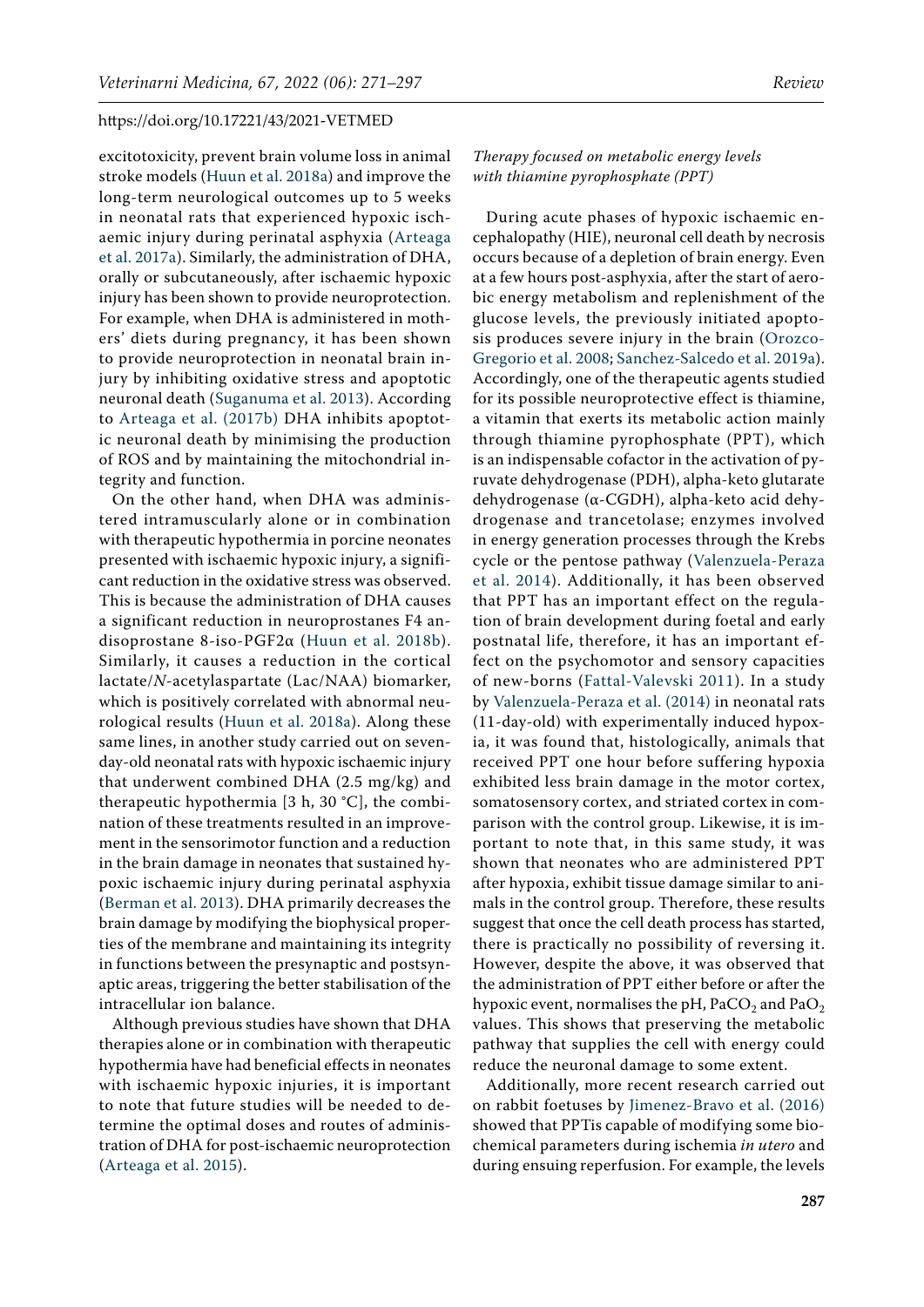excitotoxicity, prevent brain volume loss in animal stroke models (Huun et al. 2018a) and improve the long-term neurological outcomes up to 5 weeks in neonatal rats that experienced hypoxic ischaemic injury during perinatal asphyxia (Arteaga et al. 2017a). Similarly, the administration of DHA, orally or subcutaneously, after ischaemic hypoxic injury has been shown to provide neuroprotection. For example, when DHA is administered in mothers' diets during pregnancy, it has been shown to provide neuroprotection in neonatal brain injury by inhibiting oxidative stress and apoptotic neuronal death (Suganuma et al. 2013). According to Arteaga et al. (2017b) DHA inhibits apoptotic neuronal death by minimising the production of ROS and by maintaining the mitochondrial integrity and function.

On the other hand, when DHA was administered intramuscularly alone or in combination with therapeutic hypothermia in porcine neonates presented with ischaemic hypoxic injury, a significant reduction in the oxidative stress was observed. This is because the administration of DHA causes a significant reduction in neuroprostanes F4 andisoprostane 8-iso-PGF2α (Huun et al. 2018b). Similarly, it causes a reduction in the cortical lactate/*N*-acetylaspartate (Lac/NAA) biomarker, which is positively correlated with abnormal neurological results (Huun et al. 2018a). Along these same lines, in another study carried out on seven-day-old neonatal rats with hypoxic ischaemic injury that underwent combined DHA (2.5 mg/kg) and therapeutic hypothermia [3 h, 30 °C], the combination of these treatments resulted in an improvement in the sensorimotor function and a reduction in the brain damage in neonates that sustained hypoxic ischaemic injury during perinatal asphyxia (Berman et al. 2013). DHA primarily decreases the brain damage by modifying the biophysical properties of the membrane and maintaining its integrity in functions between the presynaptic and postsynaptic areas, triggering the better stabilisation of the intracellular ion balance.

Although previous studies have shown that DHA therapies alone or in combination with therapeutic hypothermia have had beneficial effects in neonates with ischaemic hypoxic injuries, it is important to note that future studies will be needed to determine the optimal doses and routes of administration of DHA for post-ischaemic neuroprotection (Arteaga et al. 2015).

*Therapy focused on metabolic energy levels with thiamine pyrophosphate (PPT)*

During acute phases of hypoxic ischaemic encephalopathy (HIE), neuronal cell death by necrosis occurs because of a depletion of brain energy. Even at a few hours post-asphyxia, after the start of aerobic energy metabolism and replenishment of the glucose levels, the previously initiated apoptosis produces severe injury in the brain (Orozco-Gregorio et al. 2008; Sanchez-Salcedo et al. 2019a). Accordingly, one of the therapeutic agents studied for its possible neuroprotective effect is thiamine, a vitamin that exerts its metabolic action mainly through thiamine pyrophosphate (PPT), which is an indispensable cofactor in the activation of pyruvate dehydrogenase (PDH), alpha-keto glutarate dehydrogenase (α-CGDH), alpha-keto acid dehydrogenase and trancetolase; enzymes involved in energy generation processes through the Krebs cycle or the pentose pathway (Valenzuela-Peraza et al. 2014). Additionally, it has been observed that PPT has an important effect on the regulation of brain development during foetal and early postnatal life, therefore, it has an important effect on the psychomotor and sensory capacities of new-borns (Fattal-Valevski 2011). In a study by Valenzuela-Peraza et al. (2014) in neonatal rats (11-day-old) with experimentally induced hypoxia, it was found that, histologically, animals that received PPT one hour before suffering hypoxia exhibited less brain damage in the motor cortex, somatosensory cortex, and striated cortex in comparison with the control group. Likewise, it is important to note that, in this same study, it was shown that neonates who are administered PPT after hypoxia, exhibit tissue damage similar to animals in the control group. Therefore, these results suggest that once the cell death process has started, there is practically no possibility of reversing it. However, despite the above, it was observed that the administration of PPT either before or after the hypoxic event, normalises the pH, $PaCO_2$ and $PaO_2$ values. This shows that preserving the metabolic pathway that supplies the cell with energy could reduce the neuronal damage to some extent.

Additionally, more recent research carried out on rabbit foetuses by Jimenez-Bravo et al. (2016) showed that PPTis capable of modifying some biochemical parameters during ischemia *in utero* and during ensuing reperfusion. For example, the levels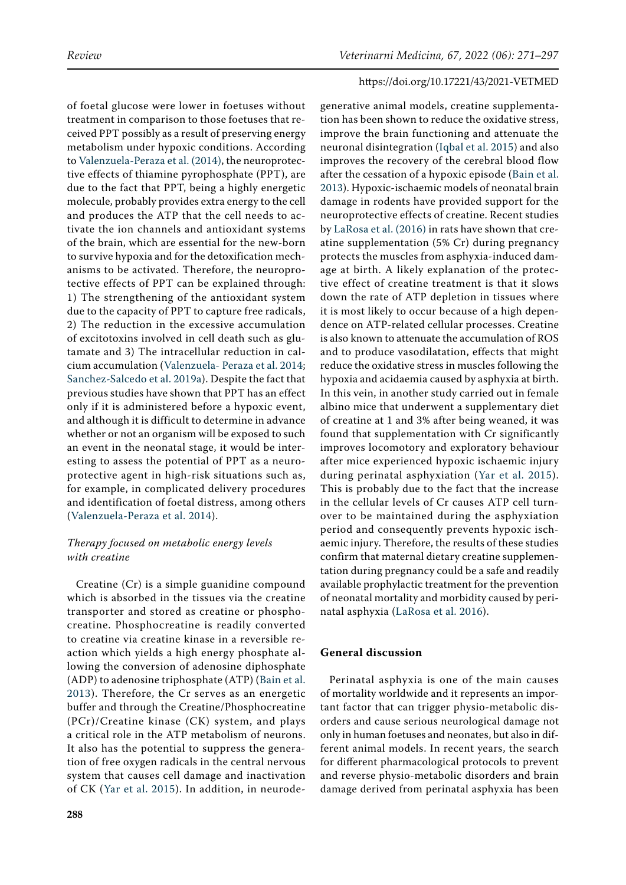of foetal glucose were lower in foetuses without treatment in comparison to those foetuses that received PPT possibly as a result of preserving energy metabolism under hypoxic conditions. According to Valenzuela-Peraza et al. (2014), the neuroprotective effects of thiamine pyrophosphate (PPT), are due to the fact that PPT, being a highly energetic molecule, probably provides extra energy to the cell and produces the ATP that the cell needs to activate the ion channels and antioxidant systems of the brain, which are essential for the new-born to survive hypoxia and for the detoxification mechanisms to be activated. Therefore, the neuroprotective effects of PPT can be explained through: 1) The strengthening of the antioxidant system due to the capacity of PPT to capture free radicals, 2) The reduction in the excessive accumulation of excitotoxins involved in cell death such as glutamate and 3) The intracellular reduction in calcium accumulation (Valenzuela- Peraza et al. 2014; Sanchez-Salcedo et al. 2019a). Despite the fact that previous studies have shown that PPT has an effect only if it is administered before a hypoxic event, and although it is difficult to determine in advance whether or not an organism will be exposed to such an event in the neonatal stage, it would be interesting to assess the potential of PPT as a neuroprotective agent in high-risk situations such as, for example, in complicated delivery procedures and identification of foetal distress, among others (Valenzuela-Peraza et al. 2014).

*Therapy focused on metabolic energy levels with creatine*

Creatine (Cr) is a simple guanidine compound which is absorbed in the tissues via the creatine transporter and stored as creatine or phosphocreatine. Phosphocreatine is readily converted to creatine via creatine kinase in a reversible reaction which yields a high energy phosphate allowing the conversion of adenosine diphosphate (ADP) to adenosine triphosphate (ATP) (Bain et al. 2013). Therefore, the Cr serves as an energetic buffer and through the Creatine/Phosphocreatine (PCr)/Creatine kinase (CK) system, and plays a critical role in the ATP metabolism of neurons. It also has the potential to suppress the generation of free oxygen radicals in the central nervous system that causes cell damage and inactivation of CK (Yar et al. 2015). In addition, in neurodegenerative animal models, creatine supplementation has been shown to reduce the oxidative stress, improve the brain functioning and attenuate the neuronal disintegration (Iqbal et al. 2015) and also improves the recovery of the cerebral blood flow after the cessation of a hypoxic episode (Bain et al. 2013). Hypoxic-ischaemic models of neonatal brain damage in rodents have provided support for the neuroprotective effects of creatine. Recent studies by LaRosa et al. (2016) in rats have shown that creatine supplementation (5% Cr) during pregnancy protects the muscles from asphyxia-induced damage at birth. A likely explanation of the protective effect of creatine treatment is that it slows down the rate of ATP depletion in tissues where it is most likely to occur because of a high dependence on ATP-related cellular processes. Creatine is also known to attenuate the accumulation of ROS and to produce vasodilatation, effects that might reduce the oxidative stress in muscles following the hypoxia and acidaemia caused by asphyxia at birth. In this vein, in another study carried out in female albino mice that underwent a supplementary diet of creatine at 1 and 3% after being weaned, it was found that supplementation with Cr significantly improves locomotory and exploratory behaviour after mice experienced hypoxic ischaemic injury during perinatal asphyxiation (Yar et al. 2015). This is probably due to the fact that the increase in the cellular levels of Cr causes ATP cell turnover to be maintained during the asphyxiation period and consequently prevents hypoxic ischaemic injury. Therefore, the results of these studies confirm that maternal dietary creatine supplementation during pregnancy could be a safe and readily available prophylactic treatment for the prevention of neonatal mortality and morbidity caused by perinatal asphyxia (LaRosa et al. 2016).

## General discussion

Perinatal asphyxia is one of the main causes of mortality worldwide and it represents an important factor that can trigger physio-metabolic disorders and cause serious neurological damage not only in human foetuses and neonates, but also in different animal models. In recent years, the search for different pharmacological protocols to prevent and reverse physio-metabolic disorders and brain damage derived from perinatal asphyxia has been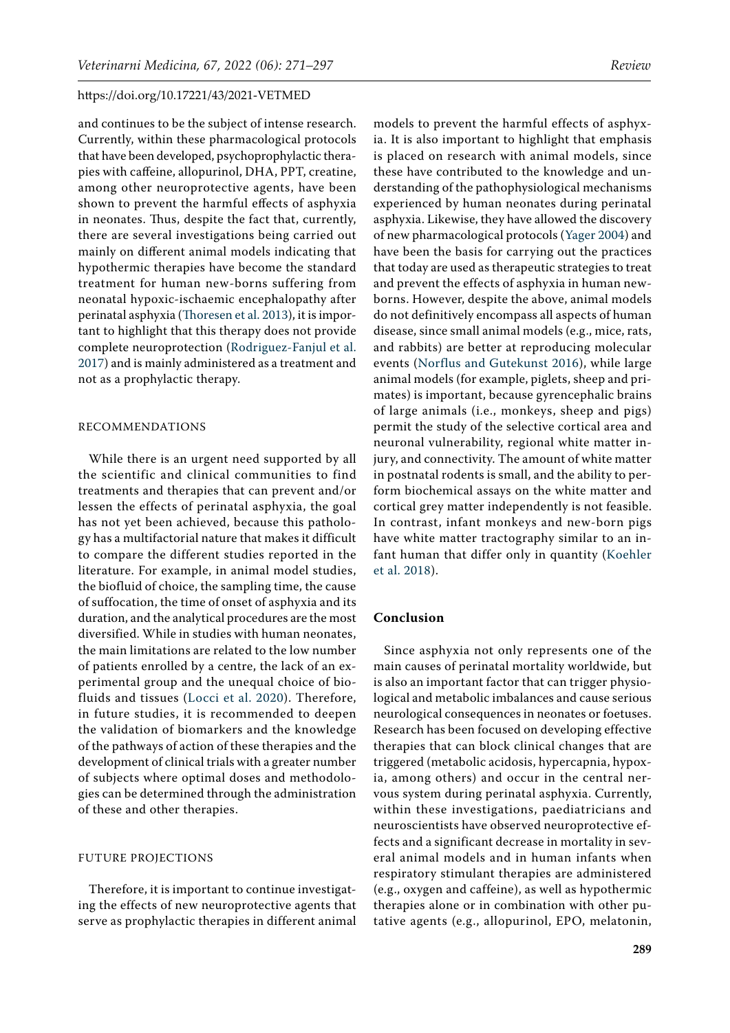and continues to be the subject of intense research. Currently, within these pharmacological protocols that have been developed, psychoprophylactic therapies with caffeine, allopurinol, DHA, PPT, creatine, among other neuroprotective agents, have been shown to prevent the harmful effects of asphyxia in neonates. Thus, despite the fact that, currently, there are several investigations being carried out mainly on different animal models indicating that hypothermic therapies have become the standard treatment for human new-borns suffering from neonatal hypoxic-ischaemic encephalopathy after perinatal asphyxia (Thoresen et al. 2013), it is important to highlight that this therapy does not provide complete neuroprotection (Rodriguez-Fanjul et al. 2017) and is mainly administered as a treatment and not as a prophylactic therapy.

### RECOMMENDATIONS

While there is an urgent need supported by all the scientific and clinical communities to find treatments and therapies that can prevent and/or lessen the effects of perinatal asphyxia, the goal has not yet been achieved, because this pathology has a multifactorial nature that makes it difficult to compare the different studies reported in the literature. For example, in animal model studies, the biofluid of choice, the sampling time, the cause of suffocation, the time of onset of asphyxia and its duration, and the analytical procedures are the most diversified. While in studies with human neonates, the main limitations are related to the low number of patients enrolled by a centre, the lack of an experimental group and the unequal choice of biofluids and tissues (Locci et al. 2020). Therefore, in future studies, it is recommended to deepen the validation of biomarkers and the knowledge of the pathways of action of these therapies and the development of clinical trials with a greater number of subjects where optimal doses and methodologies can be determined through the administration of these and other therapies.

### FUTURE PROJECTIONS

Therefore, it is important to continue investigating the effects of new neuroprotective agents that serve as prophylactic therapies in different animal models to prevent the harmful effects of asphyxia. It is also important to highlight that emphasis is placed on research with animal models, since these have contributed to the knowledge and understanding of the pathophysiological mechanisms experienced by human neonates during perinatal asphyxia. Likewise, they have allowed the discovery of new pharmacological protocols (Yager 2004) and have been the basis for carrying out the practices that today are used as therapeutic strategies to treat and prevent the effects of asphyxia in human newborns. However, despite the above, animal models do not definitively encompass all aspects of human disease, since small animal models (e.g., mice, rats, and rabbits) are better at reproducing molecular events (Norflus and Gutekunst 2016), while large animal models (for example, piglets, sheep and primates) is important, because gyrencephalic brains of large animals (i.e., monkeys, sheep and pigs) permit the study of the selective cortical area and neuronal vulnerability, regional white matter injury, and connectivity. The amount of white matter in postnatal rodents is small, and the ability to perform biochemical assays on the white matter and cortical grey matter independently is not feasible. In contrast, infant monkeys and new-born pigs have white matter tractography similar to an infant human that differ only in quantity (Koehler et al. 2018).

## Conclusion

Since asphyxia not only represents one of the main causes of perinatal mortality worldwide, but is also an important factor that can trigger physiological and metabolic imbalances and cause serious neurological consequences in neonates or foetuses. Research has been focused on developing effective therapies that can block clinical changes that are triggered (metabolic acidosis, hypercapnia, hypoxia, among others) and occur in the central nervous system during perinatal asphyxia. Currently, within these investigations, paediatricians and neuroscientists have observed neuroprotective effects and a significant decrease in mortality in several animal models and in human infants when respiratory stimulant therapies are administered (e.g., oxygen and caffeine), as well as hypothermic therapies alone or in combination with other putative agents (e.g., allopurinol, EPO, melatonin,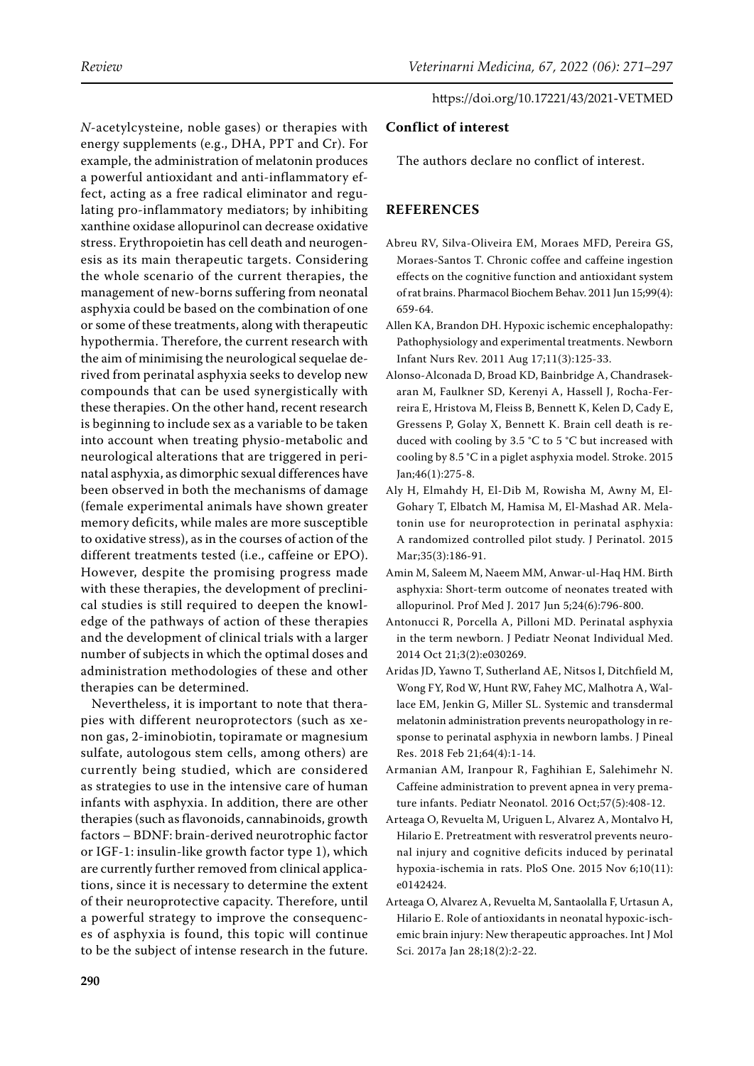*N*-acetylcysteine, noble gases) or therapies with energy supplements (e.g., DHA, PPT and Cr). For example, the administration of melatonin produces a powerful antioxidant and anti-inflammatory effect, acting as a free radical eliminator and regulating pro-inflammatory mediators; by inhibiting xanthine oxidase allopurinol can decrease oxidative stress. Erythropoietin has cell death and neurogenesis as its main therapeutic targets. Considering the whole scenario of the current therapies, the management of new-borns suffering from neonatal asphyxia could be based on the combination of one or some of these treatments, along with therapeutic hypothermia. Therefore, the current research with the aim of minimising the neurological sequelae derived from perinatal asphyxia seeks to develop new compounds that can be used synergistically with these therapies. On the other hand, recent research is beginning to include sex as a variable to be taken into account when treating physio-metabolic and neurological alterations that are triggered in perinatal asphyxia, as dimorphic sexual differences have been observed in both the mechanisms of damage (female experimental animals have shown greater memory deficits, while males are more susceptible to oxidative stress), as in the courses of action of the different treatments tested (i.e., caffeine or EPO). However, despite the promising progress made with these therapies, the development of preclinical studies is still required to deepen the knowledge of the pathways of action of these therapies and the development of clinical trials with a larger number of subjects in which the optimal doses and administration methodologies of these and other therapies can be determined.

Nevertheless, it is important to note that therapies with different neuroprotectors (such as xenon gas, 2-iminobiotin, topiramate or magnesium sulfate, autologous stem cells, among others) are currently being studied, which are considered as strategies to use in the intensive care of human infants with asphyxia. In addition, there are other therapies (such as flavonoids, cannabinoids, growth factors – BDNF: brain-derived neurotrophic factor or IGF-1: insulin-like growth factor type 1), which are currently further removed from clinical applications, since it is necessary to determine the extent of their neuroprotective capacity. Therefore, until a powerful strategy to improve the consequences of asphyxia is found, this topic will continue to be the subject of intense research in the future.

**Conflict of interest**

The authors declare no conflict of interest.

## REFERENCES

Abreu RV, Silva-Oliveira EM, Moraes MFD, Pereira GS, Moraes-Santos T. Chronic coffee and caffeine ingestion effects on the cognitive function and antioxidant system of rat brains. Pharmacol Biochem Behav. 2011 Jun 15;99(4): 659-64.

Allen KA, Brandon DH. Hypoxic ischemic encephalopathy: Pathophysiology and experimental treatments. Newborn Infant Nurs Rev. 2011 Aug 17;11(3):125-33.

Alonso-Alconada D, Broad KD, Bainbridge A, Chandrasekaran M, Faulkner SD, Kerenyi A, Hassell J, Rocha-Ferreira E, Hristova M, Fleiss B, Bennett K, Kelen D, Cady E, Gressens P, Golay X, Bennett K. Brain cell death is reduced with cooling by 3.5 °C to 5 °C but increased with cooling by 8.5 °C in a piglet asphyxia model. Stroke. 2015 Jan;46(1):275-8.

Aly H, Elmahdy H, El-Dib M, Rowisha M, Awny M, El-Gohary T, Elbatch M, Hamisa M, El-Mashad AR. Melatonin use for neuroprotection in perinatal asphyxia: A randomized controlled pilot study. J Perinatol. 2015 Mar;35(3):186-91.

Amin M, Saleem M, Naeem MM, Anwar-ul-Haq HM. Birth asphyxia: Short-term outcome of neonates treated with allopurinol. Prof Med J. 2017 Jun 5;24(6):796-800.

Antonucci R, Porcella A, Pilloni MD. Perinatal asphyxia in the term newborn. J Pediatr Neonat Individual Med. 2014 Oct 21;3(2):e030269.

Aridas JD, Yawno T, Sutherland AE, Nitsos I, Ditchfield M, Wong FY, Rod W, Hunt RW, Fahey MC, Malhotra A, Wallace EM, Jenkin G, Miller SL. Systemic and transdermal melatonin administration prevents neuropathology in response to perinatal asphyxia in newborn lambs. J Pineal Res. 2018 Feb 21;64(4):1-14.

Armanian AM, Iranpour R, Faghihian E, Salehimehr N. Caffeine administration to prevent apnea in very premature infants. Pediatr Neonatol. 2016 Oct;57(5):408-12.

Arteaga O, Revuelta M, Uriguen L, Alvarez A, Montalvo H, Hilario E. Pretreatment with resveratrol prevents neuronal injury and cognitive deficits induced by perinatal hypoxia-ischemia in rats. PloS One. 2015 Nov 6;10(11): e0142424.

Arteaga O, Alvarez A, Revuelta M, Santaolalla F, Urtasun A, Hilario E. Role of antioxidants in neonatal hypoxic-ischemic brain injury: New therapeutic approaches. Int J Mol Sci. 2017a Jan 28;18(2):2-22.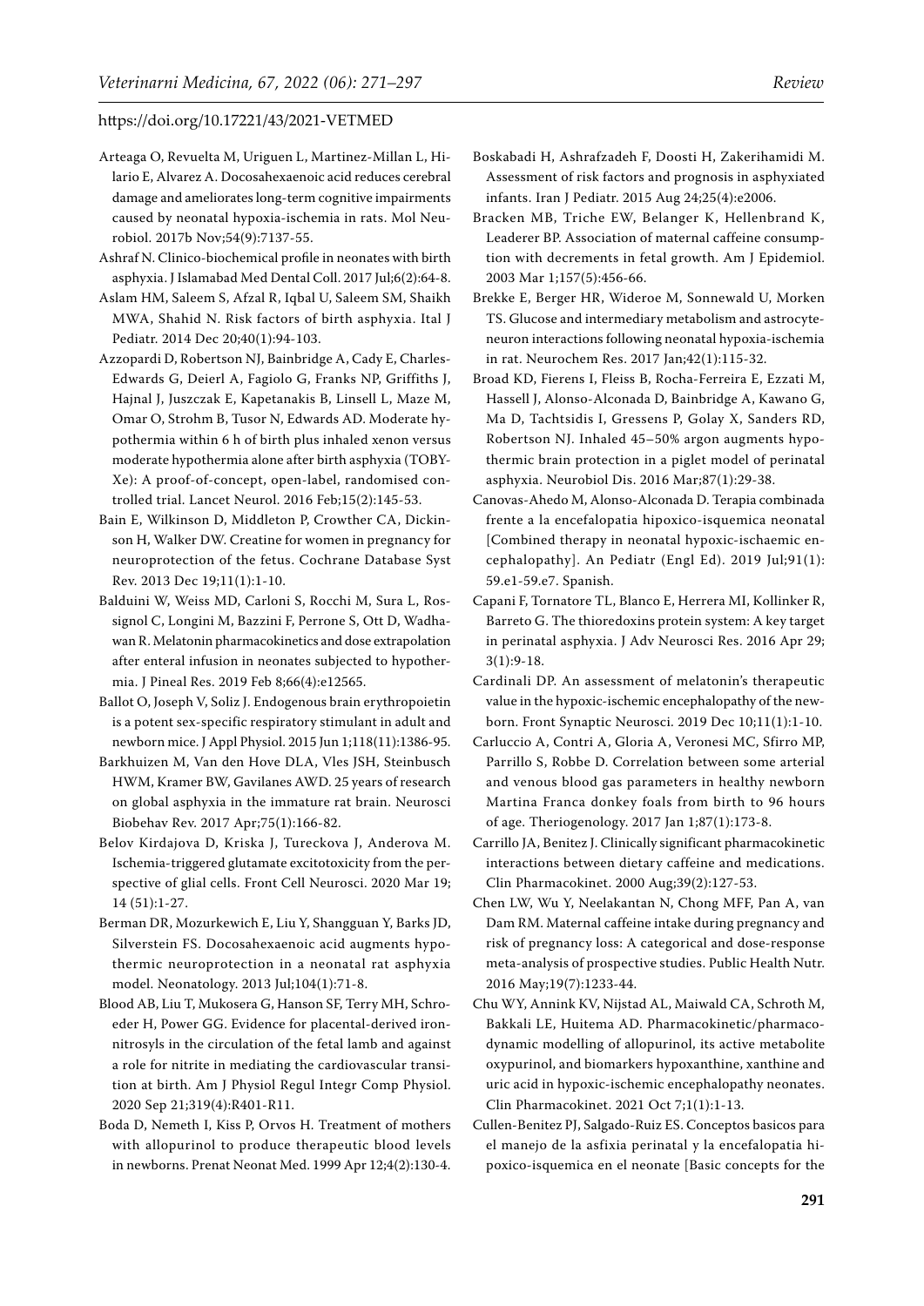Arteaga O, Revuelta M, Uriguen L, Martinez-Millan L, Hilario E, Alvarez A. Docosahexaenoic acid reduces cerebral damage and ameliorates long-term cognitive impairments caused by neonatal hypoxia-ischemia in rats. Mol Neurobiol. 2017b Nov;54(9):7137-55.

Ashraf N. Clinico-biochemical profile in neonates with birth asphyxia. J Islamabad Med Dental Coll. 2017 Jul;6(2):64-8.

Aslam HM, Saleem S, Afzal R, Iqbal U, Saleem SM, Shaikh MWA, Shahid N. Risk factors of birth asphyxia. Ital J Pediatr. 2014 Dec 20;40(1):94-103.

Azzopardi D, Robertson NJ, Bainbridge A, Cady E, Charles-Edwards G, Deierl A, Fagiolo G, Franks NP, Griffiths J, Hajnal J, Juszczak E, Kapetanakis B, Linsell L, Maze M, Omar O, Strohm B, Tusor N, Edwards AD. Moderate hypothermia within 6 h of birth plus inhaled xenon versus moderate hypothermia alone after birth asphyxia (TOBY-Xe): A proof-of-concept, open-label, randomised controlled trial. Lancet Neurol. 2016 Feb;15(2):145-53.

Bain E, Wilkinson D, Middleton P, Crowther CA, Dickinson H, Walker DW. Creatine for women in pregnancy for neuroprotection of the fetus. Cochrane Database Syst Rev. 2013 Dec 19;11(1):1-10.

Balduini W, Weiss MD, Carloni S, Rocchi M, Sura L, Rossignol C, Longini M, Bazzini F, Perrone S, Ott D, Wadhawan R. Melatonin pharmacokinetics and dose extrapolation after enteral infusion in neonates subjected to hypothermia. J Pineal Res. 2019 Feb 8;66(4):e12565.

Ballot O, Joseph V, Soliz J. Endogenous brain erythropoietin is a potent sex-specific respiratory stimulant in adult and newborn mice. J Appl Physiol. 2015 Jun 1;118(11):1386-95.

Barkhuizen M, Van den Hove DLA, Vles JSH, Steinbusch HWM, Kramer BW, Gavilanes AWD. 25 years of research on global asphyxia in the immature rat brain. Neurosci Biobehav Rev. 2017 Apr;75(1):166-82.

Belov Kirdajova D, Kriska J, Tureckova J, Anderova M. Ischemia-triggered glutamate excitotoxicity from the perspective of glial cells. Front Cell Neurosci. 2020 Mar 19; 14 (51):1-27.

Berman DR, Mozurkewich E, Liu Y, Shangguan Y, Barks JD, Silverstein FS. Docosahexaenoic acid augments hypothermic neuroprotection in a neonatal rat asphyxia model. Neonatology. 2013 Jul;104(1):71-8.

Blood AB, Liu T, Mukosera G, Hanson SF, Terry MH, Schroeder H, Power GG. Evidence for placental-derived iron-nitrosyls in the circulation of the fetal lamb and against a role for nitrite in mediating the cardiovascular transition at birth. Am J Physiol Regul Integr Comp Physiol. 2020 Sep 21;319(4):R401-R11.

Boda D, Nemeth I, Kiss P, Orvos H. Treatment of mothers with allopurinol to produce therapeutic blood levels in newborns. Prenat Neonat Med. 1999 Apr 12;4(2):130-4.

Boskabadi H, Ashrafzadeh F, Doosti H, Zakerihamidi M. Assessment of risk factors and prognosis in asphyxiated infants. Iran J Pediatr. 2015 Aug 24;25(4):e2006.

Bracken MB, Triche EW, Belanger K, Hellenbrand K, Leaderer BP. Association of maternal caffeine consumption with decrements in fetal growth. Am J Epidemiol. 2003 Mar 1;157(5):456-66.

Brekke E, Berger HR, Wideroe M, Sonnewald U, Morken TS. Glucose and intermediary metabolism and astrocyte-neuron interactions following neonatal hypoxia-ischemia in rat. Neurochem Res. 2017 Jan;42(1):115-32.

Broad KD, Fierens I, Fleiss B, Rocha-Ferreira E, Ezzati M, Hassell J, Alonso-Alconada D, Bainbridge A, Kawano G, Ma D, Tachtsidis I, Gressens P, Golay X, Sanders RD, Robertson NJ. Inhaled 45–50% argon augments hypothermic brain protection in a piglet model of perinatal asphyxia. Neurobiol Dis. 2016 Mar;87(1):29-38.

Canovas-Ahedo M, Alonso-Alconada D. Terapia combinada frente a la encefalopatia hipoxico-isquemica neonatal [Combined therapy in neonatal hypoxic-ischaemic encephalopathy]. An Pediatr (Engl Ed). 2019 Jul;91(1): 59.e1-59.e7. Spanish.

Capani F, Tornatore TL, Blanco E, Herrera MI, Kollinker R, Barreto G. The thioredoxins protein system: A key target in perinatal asphyxia. J Adv Neurosci Res. 2016 Apr 29; 3(1):9-18.

Cardinali DP. An assessment of melatonin's therapeutic value in the hypoxic-ischemic encephalopathy of the newborn. Front Synaptic Neurosci. 2019 Dec 10;11(1):1-10.

Carluccio A, Contri A, Gloria A, Veronesi MC, Sfirro MP, Parrillo S, Robbe D. Correlation between some arterial and venous blood gas parameters in healthy newborn Martina Franca donkey foals from birth to 96 hours of age. Theriogenology. 2017 Jan 1;87(1):173-8.

Carrillo JA, Benitez J. Clinically significant pharmacokinetic interactions between dietary caffeine and medications. Clin Pharmacokinet. 2000 Aug;39(2):127-53.

Chen LW, Wu Y, Neelakantan N, Chong MFF, Pan A, van Dam RM. Maternal caffeine intake during pregnancy and risk of pregnancy loss: A categorical and dose-response meta-analysis of prospective studies. Public Health Nutr. 2016 May;19(7):1233-44.

Chu WY, Annink KV, Nijstad AL, Maiwald CA, Schroth M, Bakkali LE, Huitema AD. Pharmacokinetic/pharmacodynamic modelling of allopurinol, its active metabolite oxypurinol, and biomarkers hypoxanthine, xanthine and uric acid in hypoxic-ischemic encephalopathy neonates. Clin Pharmacokinet. 2021 Oct 7;1(1):1-13.

Cullen-Benitez PJ, Salgado-Ruiz ES. Conceptos basicos para el manejo de la asfixia perinatal y la encefalopatia hipoxico-isquemica en el neonate [Basic concepts for the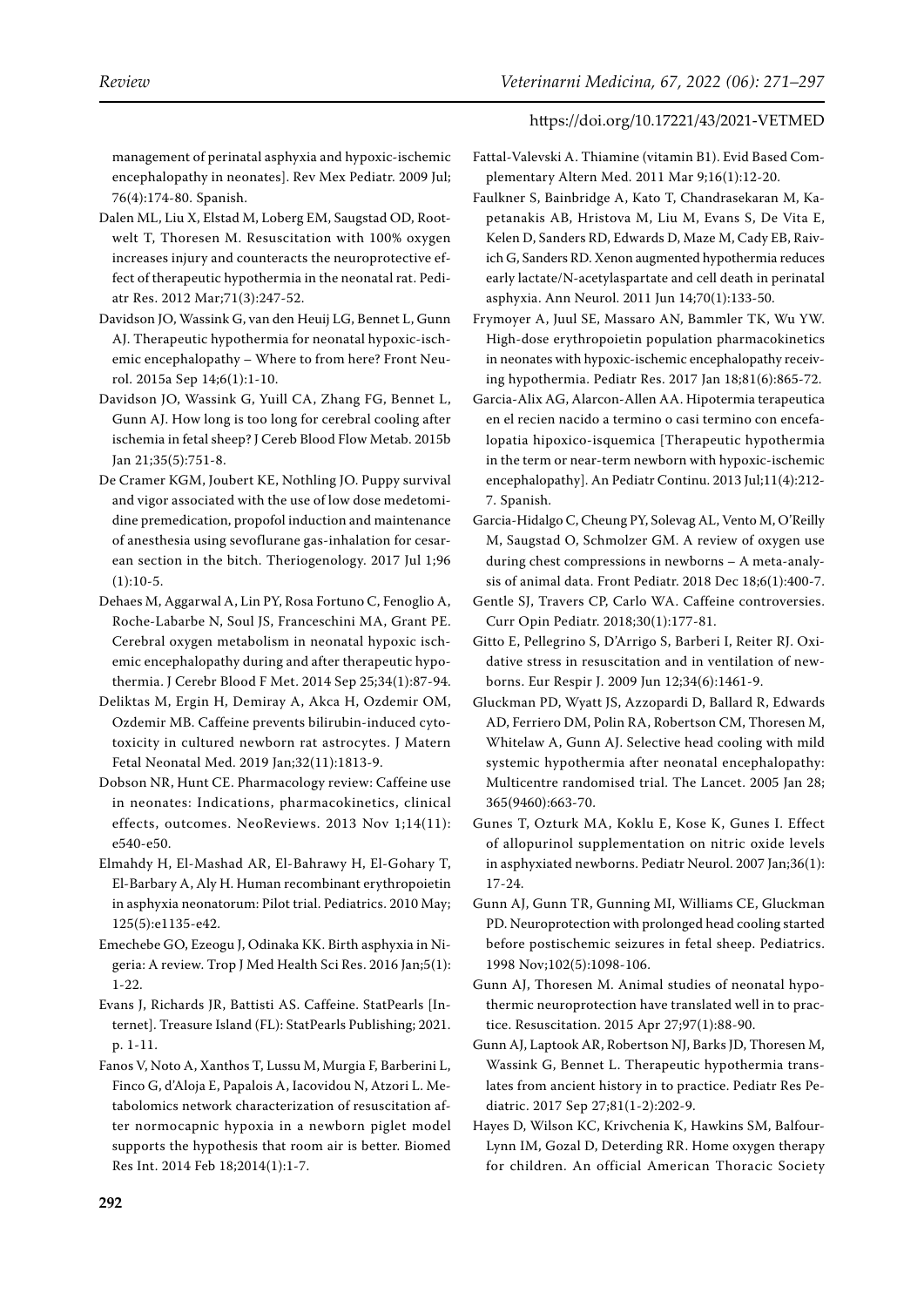management of perinatal asphyxia and hypoxic-ischemic encephalopathy in neonates]. Rev Mex Pediatr. 2009 Jul; 76(4):174-80. Spanish.

Dalen ML, Liu X, Elstad M, Loberg EM, Saugstad OD, Rootwelt T, Thoresen M. Resuscitation with 100% oxygen increases injury and counteracts the neuroprotective effect of therapeutic hypothermia in the neonatal rat. Pediatr Res. 2012 Mar;71(3):247-52.

Davidson JO, Wassink G, van den Heuij LG, Bennet L, Gunn AJ. Therapeutic hypothermia for neonatal hypoxic-ischemic encephalopathy – Where to from here? Front Neurol. 2015a Sep 14;6(1):1-10.

Davidson JO, Wassink G, Yuill CA, Zhang FG, Bennet L, Gunn AJ. How long is too long for cerebral cooling after ischemia in fetal sheep? J Cereb Blood Flow Metab. 2015b Jan 21;35(5):751-8.

De Cramer KGM, Joubert KE, Nothling JO. Puppy survival and vigor associated with the use of low dose medetomidine premedication, propofol induction and maintenance of anesthesia using sevoflurane gas-inhalation for cesarean section in the bitch. Theriogenology. 2017 Jul 1;96 (1):10-5.

Dehaes M, Aggarwal A, Lin PY, Rosa Fortuno C, Fenoglio A, Roche-Labarbe N, Soul JS, Franceschini MA, Grant PE. Cerebral oxygen metabolism in neonatal hypoxic ischemic encephalopathy during and after therapeutic hypothermia. J Cerebr Blood F Met. 2014 Sep 25;34(1):87-94.

Deliktas M, Ergin H, Demiray A, Akca H, Ozdemir OM, Ozdemir MB. Caffeine prevents bilirubin-induced cytotoxicity in cultured newborn rat astrocytes. J Matern Fetal Neonatal Med. 2019 Jan;32(11):1813-9.

Dobson NR, Hunt CE. Pharmacology review: Caffeine use in neonates: Indications, pharmacokinetics, clinical effects, outcomes. NeoReviews. 2013 Nov 1;14(11): e540-e50.

Elmahdy H, El-Mashad AR, El-Bahrawy H, El-Gohary T, El-Barbary A, Aly H. Human recombinant erythropoietin in asphyxia neonatorum: Pilot trial. Pediatrics. 2010 May; 125(5):e1135-e42.

Emechebe GO, Ezeogu J, Odinaka KK. Birth asphyxia in Nigeria: A review. Trop J Med Health Sci Res. 2016 Jan;5(1): 1-22.

Evans J, Richards JR, Battisti AS. Caffeine. StatPearls [Internet]. Treasure Island (FL): StatPearls Publishing; 2021. p. 1-11.

Fanos V, Noto A, Xanthos T, Lussu M, Murgia F, Barberini L, Finco G, d'Aloja E, Papalois A, Iacovidou N, Atzori L. Metabolomics network characterization of resuscitation after normocapnic hypoxia in a newborn piglet model supports the hypothesis that room air is better. Biomed Res Int. 2014 Feb 18;2014(1):1-7.

Fattal-Valevski A. Thiamine (vitamin B1). Evid Based Complementary Altern Med. 2011 Mar 9;16(1):12-20.

Faulkner S, Bainbridge A, Kato T, Chandrasekaran M, Kapetanakis AB, Hristova M, Liu M, Evans S, De Vita E, Kelen D, Sanders RD, Edwards D, Maze M, Cady EB, Raivich G, Sanders RD. Xenon augmented hypothermia reduces early lactate/N-acetylaspartate and cell death in perinatal asphyxia. Ann Neurol. 2011 Jun 14;70(1):133-50.

Frymoyer A, Juul SE, Massaro AN, Bammler TK, Wu YW. High-dose erythropoietin population pharmacokinetics in neonates with hypoxic-ischemic encephalopathy receiving hypothermia. Pediatr Res. 2017 Jan 18;81(6):865-72.

Garcia-Alix AG, Alarcon-Allen AA. Hipotermia terapeutica en el recien nacido a termino o casi termino con encefalopatia hipoxico-isquemica [Therapeutic hypothermia in the term or near-term newborn with hypoxic-ischemic encephalopathy]. An Pediatr Continu. 2013 Jul;11(4):212-7. Spanish.

Garcia-Hidalgo C, Cheung PY, Solevag AL, Vento M, O'Reilly M, Saugstad O, Schmolzer GM. A review of oxygen use during chest compressions in newborns – A meta-analysis of animal data. Front Pediatr. 2018 Dec 18;6(1):400-7.

Gentle SJ, Travers CP, Carlo WA. Caffeine controversies. Curr Opin Pediatr. 2018;30(1):177-81.

Gitto E, Pellegrino S, D'Arrigo S, Barberi I, Reiter RJ. Oxidative stress in resuscitation and in ventilation of newborns. Eur Respir J. 2009 Jun 12;34(6):1461-9.

Gluckman PD, Wyatt JS, Azzopardi D, Ballard R, Edwards AD, Ferriero DM, Polin RA, Robertson CM, Thoresen M, Whitelaw A, Gunn AJ. Selective head cooling with mild systemic hypothermia after neonatal encephalopathy: Multicentre randomised trial. The Lancet. 2005 Jan 28; 365(9460):663-70.

Gunes T, Ozturk MA, Koklu E, Kose K, Gunes I. Effect of allopurinol supplementation on nitric oxide levels in asphyxiated newborns. Pediatr Neurol. 2007 Jan;36(1): 17-24.

Gunn AJ, Gunn TR, Gunning MI, Williams CE, Gluckman PD. Neuroprotection with prolonged head cooling started before postischemic seizures in fetal sheep. Pediatrics. 1998 Nov;102(5):1098-106.

Gunn AJ, Thoresen M. Animal studies of neonatal hypothermic neuroprotection have translated well in to practice. Resuscitation. 2015 Apr 27;97(1):88-90.

Gunn AJ, Laptook AR, Robertson NJ, Barks JD, Thoresen M, Wassink G, Bennet L. Therapeutic hypothermia translates from ancient history in to practice. Pediatr Res Pediatric. 2017 Sep 27;81(1-2):202-9.

Hayes D, Wilson KC, Krivchenia K, Hawkins SM, Balfour-Lynn IM, Gozal D, Deterding RR. Home oxygen therapy for children. An official American Thoracic Society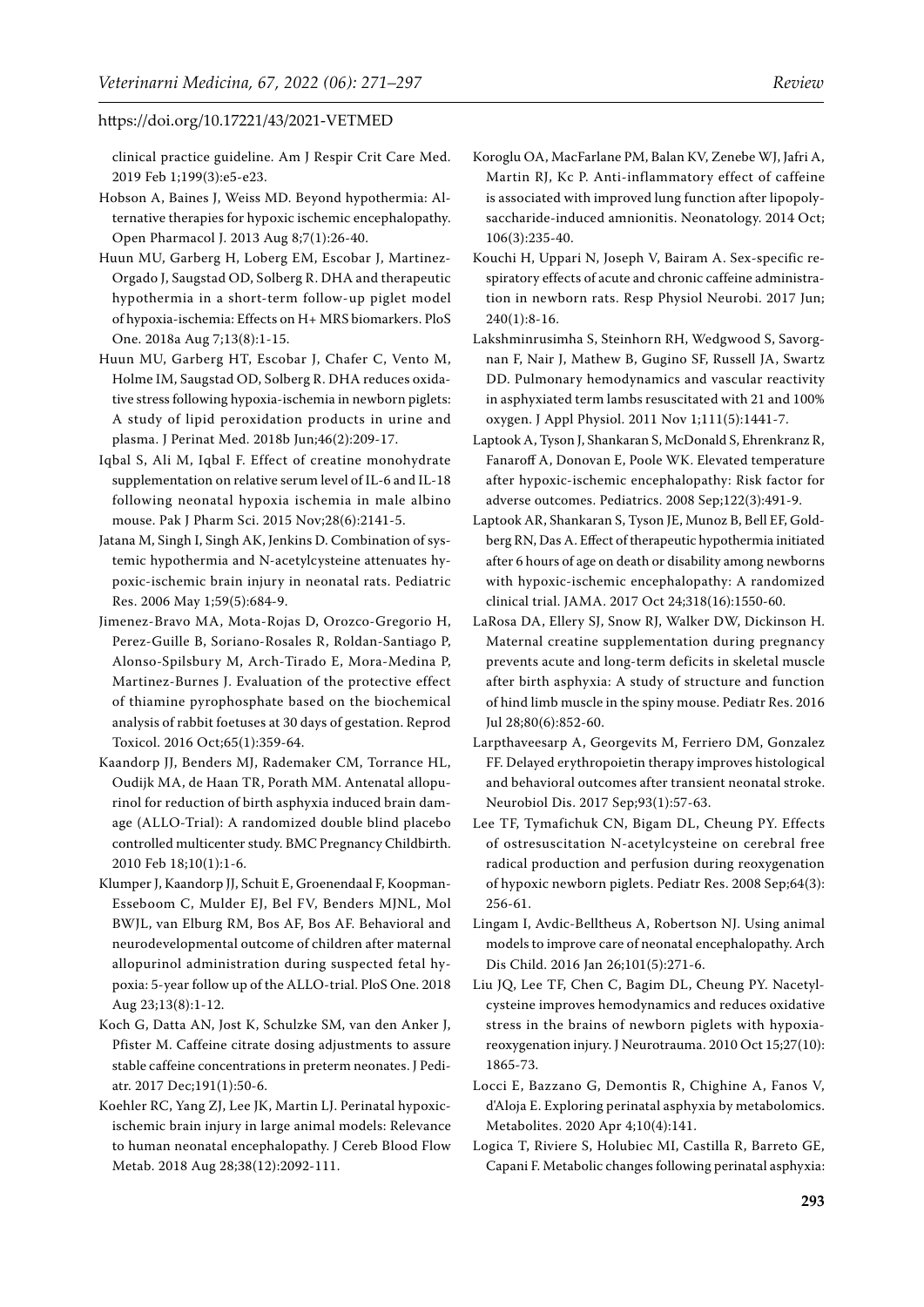clinical practice guideline. Am J Respir Crit Care Med. 2019 Feb 1;199(3):e5-e23.

Hobson A, Baines J, Weiss MD. Beyond hypothermia: Alternative therapies for hypoxic ischemic encephalopathy. Open Pharmacol J. 2013 Aug 8;7(1):26-40.

Huun MU, Garberg H, Loberg EM, Escobar J, Martinez-Orgado J, Saugstad OD, Solberg R. DHA and therapeutic hypothermia in a short-term follow-up piglet model of hypoxia-ischemia: Effects on H+ MRS biomarkers. PloS One. 2018a Aug 7;13(8):1-15.

Huun MU, Garberg HT, Escobar J, Chafer C, Vento M, Holme IM, Saugstad OD, Solberg R. DHA reduces oxidative stress following hypoxia-ischemia in newborn piglets: A study of lipid peroxidation products in urine and plasma. J Perinat Med. 2018b Jun;46(2):209-17.

Iqbal S, Ali M, Iqbal F. Effect of creatine monohydrate supplementation on relative serum level of IL-6 and IL-18 following neonatal hypoxia ischemia in male albino mouse. Pak J Pharm Sci. 2015 Nov;28(6):2141-5.

Jatana M, Singh I, Singh AK, Jenkins D. Combination of systemic hypothermia and N-acetylcysteine attenuates hypoxic-ischemic brain injury in neonatal rats. Pediatric Res. 2006 May 1;59(5):684-9.

Jimenez-Bravo MA, Mota-Rojas D, Orozco-Gregorio H, Perez-Guille B, Soriano-Rosales R, Roldan-Santiago P, Alonso-Spilsbury M, Arch-Tirado E, Mora-Medina P, Martinez-Burnes J. Evaluation of the protective effect of thiamine pyrophosphate based on the biochemical analysis of rabbit foetuses at 30 days of gestation. Reprod Toxicol. 2016 Oct;65(1):359-64.

Kaandorp JJ, Benders MJ, Rademaker CM, Torrance HL, Oudijk MA, de Haan TR, Porath MM. Antenatal allopurinol for reduction of birth asphyxia induced brain damage (ALLO-Trial): A randomized double blind placebo controlled multicenter study. BMC Pregnancy Childbirth. 2010 Feb 18;10(1):1-6.

Klumper J, Kaandorp JJ, Schuit E, Groenendaal F, Koopman-Esseboom C, Mulder EJ, Bel FV, Benders MJNL, Mol BWJL, van Elburg RM, Bos AF, Bos AF. Behavioral and neurodevelopmental outcome of children after maternal allopurinol administration during suspected fetal hypoxia: 5-year follow up of the ALLO-trial. PloS One. 2018 Aug 23;13(8):1-12.

Koch G, Datta AN, Jost K, Schulzke SM, van den Anker J, Pfister M. Caffeine citrate dosing adjustments to assure stable caffeine concentrations in preterm neonates. J Pediatr. 2017 Dec;191(1):50-6.

Koehler RC, Yang ZJ, Lee JK, Martin LJ. Perinatal hypoxic-ischemic brain injury in large animal models: Relevance to human neonatal encephalopathy. J Cereb Blood Flow Metab. 2018 Aug 28;38(12):2092-111.

Koroglu OA, MacFarlane PM, Balan KV, Zenebe WJ, Jafri A, Martin RJ, Kc P. Anti-inflammatory effect of caffeine is associated with improved lung function after lipopolysaccharide-induced amnionitis. Neonatology. 2014 Oct; 106(3):235-40.

Kouchi H, Uppari N, Joseph V, Bairam A. Sex-specific respiratory effects of acute and chronic caffeine administration in newborn rats. Resp Physiol Neurobi. 2017 Jun; 240(1):8-16.

Lakshminrusimha S, Steinhorn RH, Wedgwood S, Savorgnan F, Nair J, Mathew B, Gugino SF, Russell JA, Swartz DD. Pulmonary hemodynamics and vascular reactivity in asphyxiated term lambs resuscitated with 21 and 100% oxygen. J Appl Physiol. 2011 Nov 1;111(5):1441-7.

Laptook A, Tyson J, Shankaran S, McDonald S, Ehrenkranz R, Fanaroff A, Donovan E, Poole WK. Elevated temperature after hypoxic-ischemic encephalopathy: Risk factor for adverse outcomes. Pediatrics. 2008 Sep;122(3):491-9.

Laptook AR, Shankaran S, Tyson JE, Munoz B, Bell EF, Goldberg RN, Das A. Effect of therapeutic hypothermia initiated after 6 hours of age on death or disability among newborns with hypoxic-ischemic encephalopathy: A randomized clinical trial. JAMA. 2017 Oct 24;318(16):1550-60.

LaRosa DA, Ellery SJ, Snow RJ, Walker DW, Dickinson H. Maternal creatine supplementation during pregnancy prevents acute and long-term deficits in skeletal muscle after birth asphyxia: A study of structure and function of hind limb muscle in the spiny mouse. Pediatr Res. 2016 Jul 28;80(6):852-60.

Larpthaveesarp A, Georgevits M, Ferriero DM, Gonzalez FF. Delayed erythropoietin therapy improves histological and behavioral outcomes after transient neonatal stroke. Neurobiol Dis. 2017 Sep;93(1):57-63.

Lee TF, Tymafichuk CN, Bigam DL, Cheung PY. Effects of ostresuscitation N-acetylcysteine on cerebral free radical production and perfusion during reoxygenation of hypoxic newborn piglets. Pediatr Res. 2008 Sep;64(3): 256-61.

Lingam I, Avdic-Belltheus A, Robertson NJ. Using animal models to improve care of neonatal encephalopathy. Arch Dis Child. 2016 Jan 26;101(5):271-6.

Liu JQ, Lee TF, Chen C, Bagim DL, Cheung PY. Nacetylcysteine improves hemodynamics and reduces oxidative stress in the brains of newborn piglets with hypoxia-reoxygenation injury. J Neurotrauma. 2010 Oct 15;27(10): 1865-73.

Locci E, Bazzano G, Demontis R, Chighine A, Fanos V, d'Aloja E. Exploring perinatal asphyxia by metabolomics. Metabolites. 2020 Apr 4;10(4):141.

Logica T, Riviere S, Holubiec MI, Castilla R, Barreto GE, Capani F. Metabolic changes following perinatal asphyxia: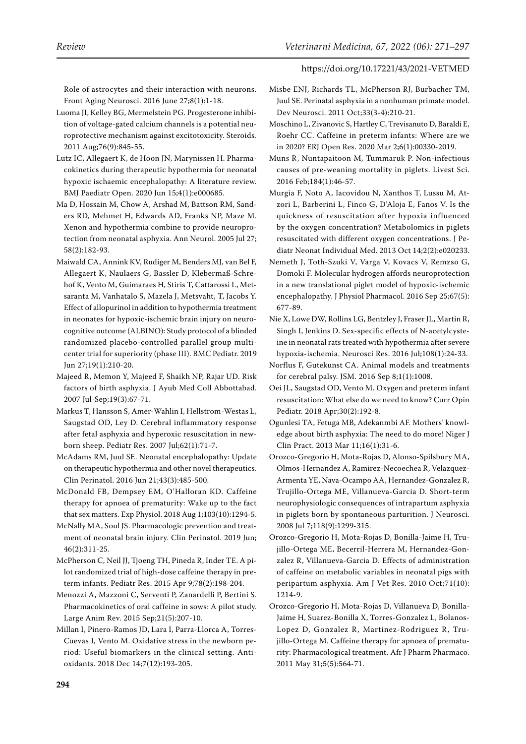Role of astrocytes and their interaction with neurons. Front Aging Neurosci. 2016 June 27;8(1):1-18.

Luoma JI, Kelley BG, Mermelstein PG. Progesterone inhibition of voltage-gated calcium channels is a potential neuroprotective mechanism against excitotoxicity. Steroids. 2011 Aug;76(9):845-55.

Lutz IC, Allegaert K, de Hoon JN, Marynissen H. Pharmacokinetics during therapeutic hypothermia for neonatal hypoxic ischaemic encephalopathy: A literature review. BMJ Paediatr Open. 2020 Jun 15;4(1):e000685.

Ma D, Hossain M, Chow A, Arshad M, Battson RM, Sanders RD, Mehmet H, Edwards AD, Franks NP, Maze M. Xenon and hypothermia combine to provide neuroprotection from neonatal asphyxia. Ann Neurol. 2005 Jul 27; 58(2):182-93.

Maiwald CA, Annink KV, Rudiger M, Benders MJ, van Bel F, Allegaert K, Naulaers G, Bassler D, Klebermaß-Schrehof K, Vento M, Guimaraes H, Stiris T, Cattarossi L, Metsaranta M, Vanhatalo S, Mazela J, Metsvaht, T, Jacobs Y. Effect of allopurinol in addition to hypothermia treatment in neonates for hypoxic-ischemic brain injury on neurocognitive outcome (ALBINO): Study protocol of a blinded randomized placebo-controlled parallel group multicenter trial for superiority (phase III). BMC Pediatr. 2019 Jun 27;19(1):210-20.

Majeed R, Memon Y, Majeed F, Shaikh NP, Rajar UD. Risk factors of birth asphyxia. J Ayub Med Coll Abbottabad. 2007 Jul-Sep;19(3):67-71.

Markus T, Hansson S, Amer-Wahlin I, Hellstrom-Westas L, Saugstad OD, Ley D. Cerebral inflammatory response after fetal asphyxia and hyperoxic resuscitation in newborn sheep. Pediatr Res. 2007 Jul;62(1):71-7.

McAdams RM, Juul SE. Neonatal encephalopathy: Update on therapeutic hypothermia and other novel therapeutics. Clin Perinatol. 2016 Jun 21;43(3):485-500.

McDonald FB, Dempsey EM, O'Halloran KD. Caffeine therapy for apnoea of prematurity: Wake up to the fact that sex matters. Exp Physiol. 2018 Aug 1;103(10):1294-5.

McNally MA, Soul JS. Pharmacologic prevention and treatment of neonatal brain injury. Clin Perinatol. 2019 Jun; 46(2):311-25.

McPherson C, Neil JJ, Tjoeng TH, Pineda R, Inder TE. A pilot randomized trial of high-dose caffeine therapy in preterm infants. Pediatr Res. 2015 Apr 9;78(2):198-204.

Menozzi A, Mazzoni C, Serventi P, Zanardelli P, Bertini S. Pharmacokinetics of oral caffeine in sows: A pilot study. Large Anim Rev. 2015 Sep;21(5):207-10.

Millan I, Pinero-Ramos JD, Lara I, Parra-Llorca A, Torres-Cuevas I, Vento M. Oxidative stress in the newborn period: Useful biomarkers in the clinical setting. Antioxidants. 2018 Dec 14;7(12):193-205.

Misbe ENJ, Richards TL, McPherson RJ, Burbacher TM, Juul SE. Perinatal asphyxia in a nonhuman primate model. Dev Neurosci. 2011 Oct;33(3-4):210-21.

Moschino L, Zivanovic S, Hartley C, Trevisanuto D, Baraldi E, Roehr CC. Caffeine in preterm infants: Where are we in 2020? ERJ Open Res. 2020 Mar 2;6(1):00330-2019.

Muns R, Nuntapaitoon M, Tummaruk P. Non-infectious causes of pre-weaning mortality in piglets. Livest Sci. 2016 Feb;184(1):46-57.

Murgia F, Noto A, Iacovidou N, Xanthos T, Lussu M, Atzori L, Barberini L, Finco G, D'Aloja E, Fanos V. Is the quickness of resuscitation after hypoxia influenced by the oxygen concentration? Metabolomics in piglets resuscitated with different oxygen concentrations. J Pediatr Neonat Individual Med. 2013 Oct 14;2(2):e020233.

Nemeth J, Toth-Szuki V, Varga V, Kovacs V, Remzso G, Domoki F. Molecular hydrogen affords neuroprotection in a new translational piglet model of hypoxic-ischemic encephalopathy. J Physiol Pharmacol. 2016 Sep 25;67(5): 677-89.

Nie X, Lowe DW, Rollins LG, Bentzley J, Fraser JL, Martin R, Singh I, Jenkins D. Sex-specific effects of N-acetylcysteine in neonatal rats treated with hypothermia after severe hypoxia-ischemia. Neurosci Res. 2016 Jul;108(1):24-33.

Norflus F, Gutekunst CA. Animal models and treatments for cerebral palsy. JSM. 2016 Sep 8;1(1):1008.

Oei JL, Saugstad OD, Vento M. Oxygen and preterm infant resuscitation: What else do we need to know? Curr Opin Pediatr. 2018 Apr;30(2):192-8.

Ogunlesi TA, Fetuga MB, Adekanmbi AF. Mothers' knowledge about birth asphyxia: The need to do more! Niger J Clin Pract. 2013 Mar 11;16(1):31-6.

Orozco-Gregorio H, Mota-Rojas D, Alonso-Spilsbury MA, Olmos-Hernandez A, Ramirez-Necoechea R, Velazquez-Armenta YE, Nava-Ocampo AA, Hernandez-Gonzalez R, Trujillo-Ortega ME, Villanueva-Garcia D. Short-term neurophysiologic consequences of intrapartum asphyxia in piglets born by spontaneous parturition. J Neurosci. 2008 Jul 7;118(9):1299-315.

Orozco-Gregorio H, Mota-Rojas D, Bonilla-Jaime H, Trujillo-Ortega ME, Becerril-Herrera M, Hernandez-Gonzalez R, Villanueva-Garcia D. Effects of administration of caffeine on metabolic variables in neonatal pigs with peripartum asphyxia. Am J Vet Res. 2010 Oct;71(10): 1214-9.

Orozco-Gregorio H, Mota-Rojas D, Villanueva D, Bonilla-Jaime H, Suarez-Bonilla X, Torres-Gonzalez L, Bolanos-Lopez D, Gonzalez R, Martinez-Rodriguez R, Trujillo-Ortega M. Caffeine therapy for apnoea of prematurity: Pharmacological treatment. Afr J Pharm Pharmaco. 2011 May 31;5(5):564-71.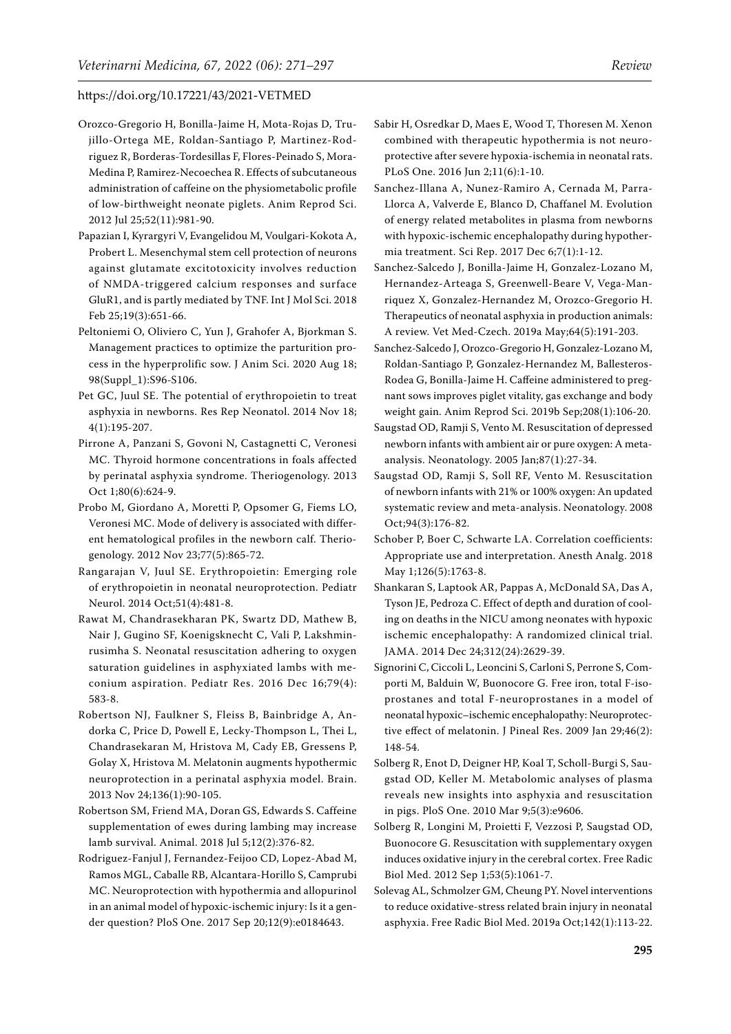Orozco-Gregorio H, Bonilla-Jaime H, Mota-Rojas D, Trujillo-Ortega ME, Roldan-Santiago P, Martinez-Rodriguez R, Borderas-Tordesillas F, Flores-Peinado S, Mora-Medina P, Ramirez-Necoechea R. Effects of subcutaneous administration of caffeine on the physiometabolic profile of low-birthweight neonate piglets. Anim Reprod Sci. 2012 Jul 25;52(11):981-90.

Papazian I, Kyrargyri V, Evangelidou M, Voulgari-Kokota A, Probert L. Mesenchymal stem cell protection of neurons against glutamate excitotoxicity involves reduction of NMDA-triggered calcium responses and surface GluR1, and is partly mediated by TNF. Int J Mol Sci. 2018 Feb 25;19(3):651-66.

Peltoniemi O, Oliviero C, Yun J, Grahofer A, Bjorkman S. Management practices to optimize the parturition process in the hyperprolific sow. J Anim Sci. 2020 Aug 18; 98(Suppl_1):S96-S106.

Pet GC, Juul SE. The potential of erythropoietin to treat asphyxia in newborns. Res Rep Neonatol. 2014 Nov 18; 4(1):195-207.

Pirrone A, Panzani S, Govoni N, Castagnetti C, Veronesi MC. Thyroid hormone concentrations in foals affected by perinatal asphyxia syndrome. Theriogenology. 2013 Oct 1;80(6):624-9.

Probo M, Giordano A, Moretti P, Opsomer G, Fiems LO, Veronesi MC. Mode of delivery is associated with different hematological profiles in the newborn calf. Theriogenology. 2012 Nov 23;77(5):865-72.

Rangarajan V, Juul SE. Erythropoietin: Emerging role of erythropoietin in neonatal neuroprotection. Pediatr Neurol. 2014 Oct;51(4):481-8.

Rawat M, Chandrasekharan PK, Swartz DD, Mathew B, Nair J, Gugino SF, Koenigsknecht C, Vali P, Lakshminrusimha S. Neonatal resuscitation adhering to oxygen saturation guidelines in asphyxiated lambs with meconium aspiration. Pediatr Res. 2016 Dec 16;79(4): 583-8.

Robertson NJ, Faulkner S, Fleiss B, Bainbridge A, Andorka C, Price D, Powell E, Lecky-Thompson L, Thei L, Chandrasekaran M, Hristova M, Cady EB, Gressens P, Golay X, Hristova M. Melatonin augments hypothermic neuroprotection in a perinatal asphyxia model. Brain. 2013 Nov 24;136(1):90-105.

Robertson SM, Friend MA, Doran GS, Edwards S. Caffeine supplementation of ewes during lambing may increase lamb survival. Animal. 2018 Jul 5;12(2):376-82.

Rodriguez-Fanjul J, Fernandez-Feijoo CD, Lopez-Abad M, Ramos MGL, Caballe RB, Alcantara-Horillo S, Camprubi MC. Neuroprotection with hypothermia and allopurinol in an animal model of hypoxic-ischemic injury: Is it a gender question? PloS One. 2017 Sep 20;12(9):e0184643.

Sabir H, Osredkar D, Maes E, Wood T, Thoresen M. Xenon combined with therapeutic hypothermia is not neuroprotective after severe hypoxia-ischemia in neonatal rats. PLoS One. 2016 Jun 2;11(6):1-10.

Sanchez-Illana A, Nunez-Ramiro A, Cernada M, Parra-Llorca A, Valverde E, Blanco D, Chaffanel M. Evolution of energy related metabolites in plasma from newborns with hypoxic-ischemic encephalopathy during hypothermia treatment. Sci Rep. 2017 Dec 6;7(1):1-12.

Sanchez-Salcedo J, Bonilla-Jaime H, Gonzalez-Lozano M, Hernandez-Arteaga S, Greenwell-Beare V, Vega-Manriquez X, Gonzalez-Hernandez M, Orozco-Gregorio H. Therapeutics of neonatal asphyxia in production animals: A review. Vet Med-Czech. 2019a May;64(5):191-203.

Sanchez-Salcedo J, Orozco-Gregorio H, Gonzalez-Lozano M, Roldan-Santiago P, Gonzalez-Hernandez M, Ballesteros-Rodea G, Bonilla-Jaime H. Caffeine administered to pregnant sows improves piglet vitality, gas exchange and body weight gain. Anim Reprod Sci. 2019b Sep;208(1):106-20.

Saugstad OD, Ramji S, Vento M. Resuscitation of depressed newborn infants with ambient air or pure oxygen: A meta-analysis. Neonatology. 2005 Jan;87(1):27-34.

Saugstad OD, Ramji S, Soll RF, Vento M. Resuscitation of newborn infants with 21% or 100% oxygen: An updated systematic review and meta-analysis. Neonatology. 2008 Oct;94(3):176-82.

Schober P, Boer C, Schwarte LA. Correlation coefficients: Appropriate use and interpretation. Anesth Analg. 2018 May 1;126(5):1763-8.

Shankaran S, Laptook AR, Pappas A, McDonald SA, Das A, Tyson JE, Pedroza C. Effect of depth and duration of cooling on deaths in the NICU among neonates with hypoxic ischemic encephalopathy: A randomized clinical trial. JAMA. 2014 Dec 24;312(24):2629-39.

Signorini C, Ciccoli L, Leoncini S, Carloni S, Perrone S, Comporti M, Balduin W, Buonocore G. Free iron, total F-isoprostanes and total F-neuroprostanes in a model of neonatal hypoxic–ischemic encephalopathy: Neuroprotective effect of melatonin. J Pineal Res. 2009 Jan 29;46(2): 148-54.

Solberg R, Enot D, Deigner HP, Koal T, Scholl-Burgi S, Saugstad OD, Keller M. Metabolomic analyses of plasma reveals new insights into asphyxia and resuscitation in pigs. PloS One. 2010 Mar 9;5(3):e9606.

Solberg R, Longini M, Proietti F, Vezzosi P, Saugstad OD, Buonocore G. Resuscitation with supplementary oxygen induces oxidative injury in the cerebral cortex. Free Radic Biol Med. 2012 Sep 1;53(5):1061-7.

Solevag AL, Schmolzer GM, Cheung PY. Novel interventions to reduce oxidative-stress related brain injury in neonatal asphyxia. Free Radic Biol Med. 2019a Oct;142(1):113-22.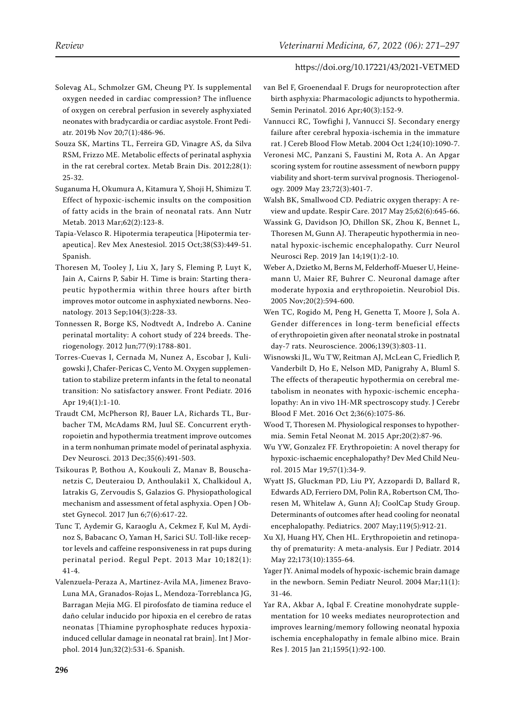Solevag AL, Schmolzer GM, Cheung PY. Is supplemental oxygen needed in cardiac compression? The influence of oxygen on cerebral perfusion in severely asphyxiated neonates with bradycardia or cardiac asystole. Front Pediatr. 2019b Nov 20;7(1):486-96.

Souza SK, Martins TL, Ferreira GD, Vinagre AS, da Silva RSM, Frizzo ME. Metabolic effects of perinatal asphyxia in the rat cerebral cortex. Metab Brain Dis. 2012;28(1): 25-32.

Suganuma H, Okumura A, Kitamura Y, Shoji H, Shimizu T. Effect of hypoxic-ischemic insults on the composition of fatty acids in the brain of neonatal rats. Ann Nutr Metab. 2013 Mar;62(2):123-8.

Tapia-Velasco R. Hipotermia terapeutica [Hipotermia terapeutica]. Rev Mex Anestesiol. 2015 Oct;38(S3):449-51. Spanish.

Thoresen M, Tooley J, Liu X, Jary S, Fleming P, Luyt K, Jain A, Cairns P, Sabir H. Time is brain: Starting therapeutic hypothermia within three hours after birth improves motor outcome in asphyxiated newborns. Neonatology. 2013 Sep;104(3):228-33.

Tonnessen R, Borge KS, Nodtvedt A, Indrebo A. Canine perinatal mortality: A cohort study of 224 breeds. Theriogenology. 2012 Jun;77(9):1788-801.

Torres-Cuevas I, Cernada M, Nunez A, Escobar J, Kuligowski J, Chafer-Pericas C, Vento M. Oxygen supplementation to stabilize preterm infants in the fetal to neonatal transition: No satisfactory answer. Front Pediatr. 2016 Apr 19;4(1):1-10.

Traudt CM, McPherson RJ, Bauer LA, Richards TL, Burbacher TM, McAdams RM, Juul SE. Concurrent erythropoietin and hypothermia treatment improve outcomes in a term nonhuman primate model of perinatal asphyxia. Dev Neurosci. 2013 Dec;35(6):491-503.

Tsikouras P, Bothou A, Koukouli Z, Manav B, Bouschanetzis C, Deuteraiou D, Anthoulaki1 X, Chalkidoul A, Iatrakis G, Zervoudis S, Galazios G. Physiopathological mechanism and assessment of fetal asphyxia. Open J Obstet Gynecol. 2017 Jun 6;7(6):617-22.

Tunc T, Aydemir G, Karaoglu A, Cekmez F, Kul M, Aydinoz S, Babacanc O, Yaman H, Sarici SU. Toll-like receptor levels and caffeine responsiveness in rat pups during perinatal period. Regul Pept. 2013 Mar 10;182(1): 41-4.

Valenzuela-Peraza A, Martinez-Avila MA, Jimenez Bravo-Luna MA, Granados-Rojas L, Mendoza-Torreblanca JG, Barragan Mejia MG. El pirofosfato de tiamina reduce el daño celular inducido por hipoxia en el cerebro de ratas neonatas [Thiamine pyrophosphate reduces hypoxia-induced cellular damage in neonatal rat brain]. Int J Morphol. 2014 Jun;32(2):531-6. Spanish.

van Bel F, Groenendaal F. Drugs for neuroprotection after birth asphyxia: Pharmacologic adjuncts to hypothermia. Semin Perinatol. 2016 Apr;40(3):152-9.

Vannucci RC, Towfighi J, Vannucci SJ. Secondary energy failure after cerebral hypoxia-ischemia in the immature rat. J Cereb Blood Flow Metab. 2004 Oct 1;24(10):1090-7.

Veronesi MC, Panzani S, Faustini M, Rota A. An Apgar scoring system for routine assessment of newborn puppy viability and short-term survival prognosis. Theriogenology. 2009 May 23;72(3):401-7.

Walsh BK, Smallwood CD. Pediatric oxygen therapy: A review and update. Respir Care. 2017 May 25;62(6):645-66.

Wassink G, Davidson JO, Dhillon SK, Zhou K, Bennet L, Thoresen M, Gunn AJ. Therapeutic hypothermia in neonatal hypoxic-ischemic encephalopathy. Curr Neurol Neurosci Rep. 2019 Jan 14;19(1):2-10.

Weber A, Dzietko M, Berns M, Felderhoff-Mueser U, Heinemann U, Maier RF, Buhrer C. Neuronal damage after moderate hypoxia and erythropoietin. Neurobiol Dis. 2005 Nov;20(2):594-600.

Wen TC, Rogido M, Peng H, Genetta T, Moore J, Sola A. Gender differences in long-term beneficial effects of erythropoietin given after neonatal stroke in postnatal day-7 rats. Neuroscience. 2006;139(3):803-11.

Wisnowski JL, Wu TW, Reitman AJ, McLean C, Friedlich P, Vanderbilt D, Ho E, Nelson MD, Panigrahy A, Bluml S. The effects of therapeutic hypothermia on cerebral metabolism in neonates with hypoxic-ischemic encephalopathy: An in vivo 1H-MR spectroscopy study. J Cerebr Blood F Met. 2016 Oct 2;36(6):1075-86.

Wood T, Thoresen M. Physiological responses to hypothermia. Semin Fetal Neonat M. 2015 Apr;20(2):87-96.

Wu YW, Gonzalez FF. Erythropoietin: A novel therapy for hypoxic-ischaemic encephalopathy? Dev Med Child Neurol. 2015 Mar 19;57(1):34-9.

Wyatt JS, Gluckman PD, Liu PY, Azzopardi D, Ballard R, Edwards AD, Ferriero DM, Polin RA, Robertson CM, Thoresen M, Whitelaw A, Gunn AJ; CoolCap Study Group. Determinants of outcomes after head cooling for neonatal encephalopathy. Pediatrics. 2007 May;119(5):912-21.

Xu XJ, Huang HY, Chen HL. Erythropoietin and retinopathy of prematurity: A meta-analysis. Eur J Pediatr. 2014 May 22;173(10):1355-64.

Yager JY. Animal models of hypoxic-ischemic brain damage in the newborn. Semin Pediatr Neurol. 2004 Mar;11(1): 31-46.

Yar RA, Akbar A, Iqbal F. Creatine monohydrate supplementation for 10 weeks mediates neuroprotection and improves learning/memory following neonatal hypoxia ischemia encephalopathy in female albino mice. Brain Res J. 2015 Jan 21;1595(1):92-100.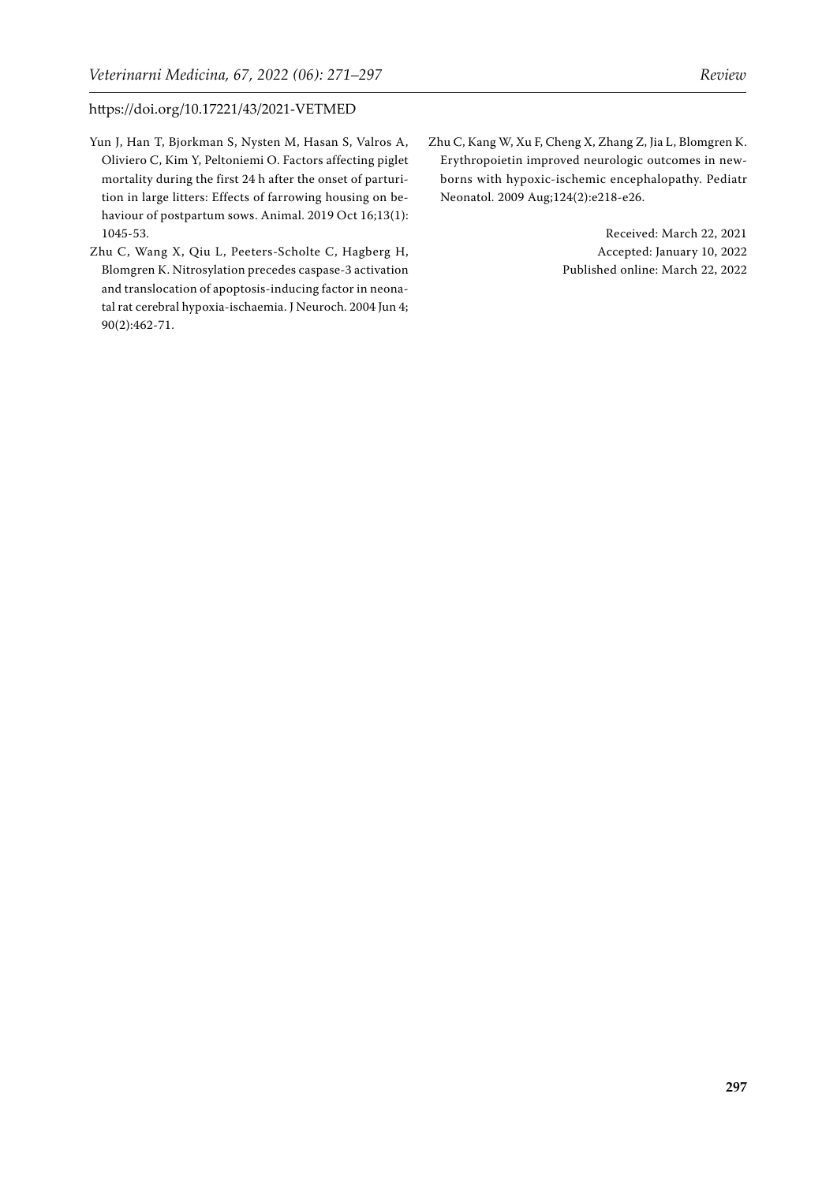Yun J, Han T, Bjorkman S, Nysten M, Hasan S, Valros A, Oliviero C, Kim Y, Peltoniemi O. Factors affecting piglet mortality during the first 24 h after the onset of parturition in large litters: Effects of farrowing housing on behaviour of postpartum sows. Animal. 2019 Oct 16;13(1): 1045-53.

Zhu C, Wang X, Qiu L, Peeters-Scholte C, Hagberg H, Blomgren K. Nitrosylation precedes caspase-3 activation and translocation of apoptosis-inducing factor in neonatal rat cerebral hypoxia-ischaemia. J Neuroch. 2004 Jun 4; 90(2):462-71.

Zhu C, Kang W, Xu F, Cheng X, Zhang Z, Jia L, Blomgren K. Erythropoietin improved neurologic outcomes in newborns with hypoxic-ischemic encephalopathy. Pediatr Neonatol. 2009 Aug;124(2):e218-e26.

Received: March 22, 2021
Accepted: January 10, 2022
Published online: March 22, 2022